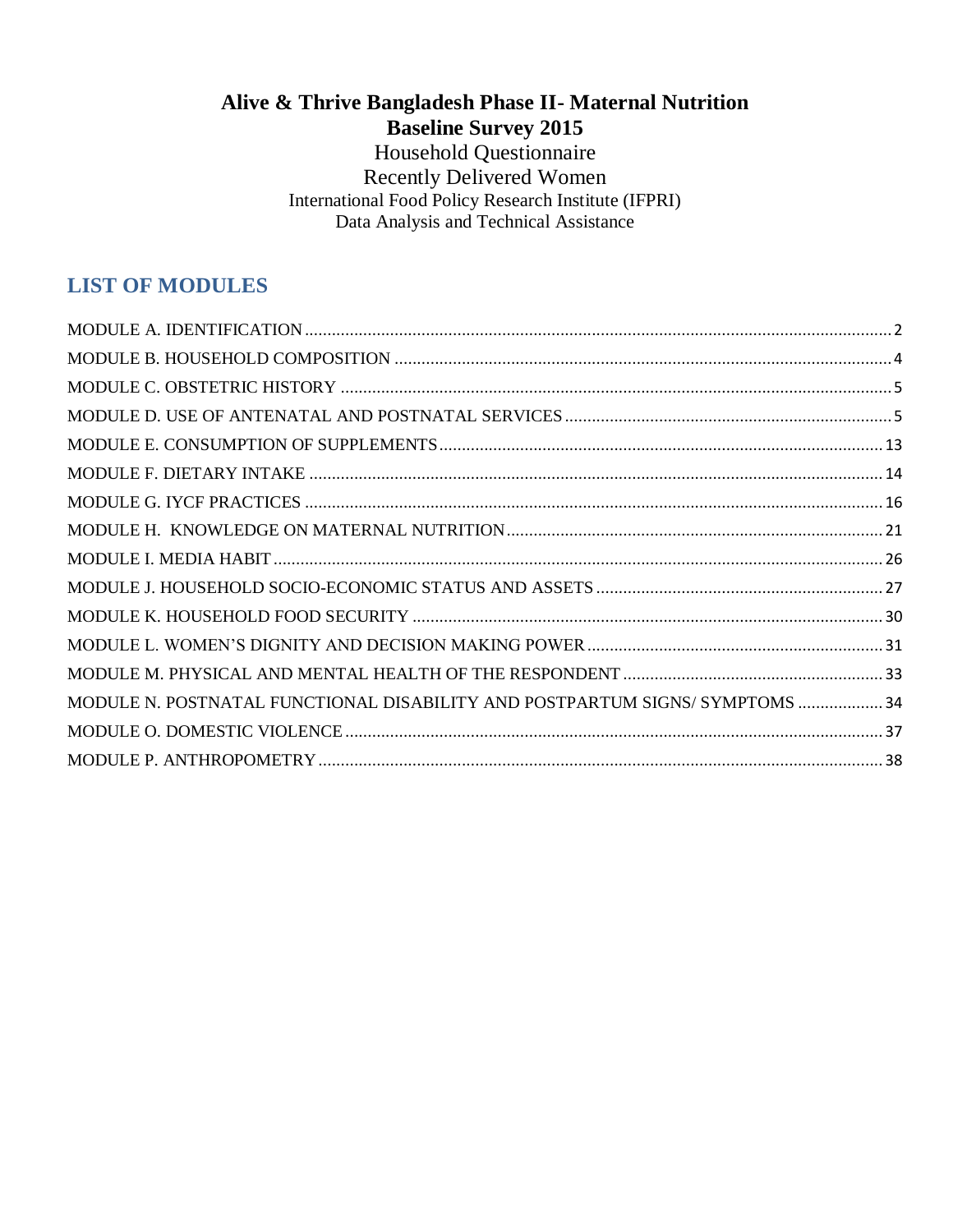# Alive & Thrive Bangladesh Phase II- Maternal Nutrition
## Baseline Survey 2015

Household Questionnaire

Recently Delivered Women

International Food Policy Research Institute (IFPRI)

Data Analysis and Technical Assistance

## LIST OF MODULES

MODULE A. IDENTIFICATION ..... 2

MODULE B. HOUSEHOLD COMPOSITION ..... 4

MODULE C. OBSTETRIC HISTORY ..... 5

MODULE D. USE OF ANTENATAL AND POSTNATAL SERVICES ..... 5

MODULE E. CONSUMPTION OF SUPPLEMENTS ..... 13

MODULE F. DIETARY INTAKE ..... 14

MODULE G. IYCF PRACTICES ..... 16

MODULE H. KNOWLEDGE ON MATERNAL NUTRITION ..... 21

MODULE I. MEDIA HABIT ..... 26

MODULE J. HOUSEHOLD SOCIO-ECONOMIC STATUS AND ASSETS ..... 27

MODULE K. HOUSEHOLD FOOD SECURITY ..... 30

MODULE L. WOMEN'S DIGNITY AND DECISION MAKING POWER ..... 31

MODULE M. PHYSICAL AND MENTAL HEALTH OF THE RESPONDENT ..... 33

MODULE N. POSTNATAL FUNCTIONAL DISABILITY AND POSTPARTUM SIGNS/ SYMPTOMS ..... 34

MODULE O. DOMESTIC VIOLENCE ..... 37

MODULE P. ANTHROPOMETRY ..... 38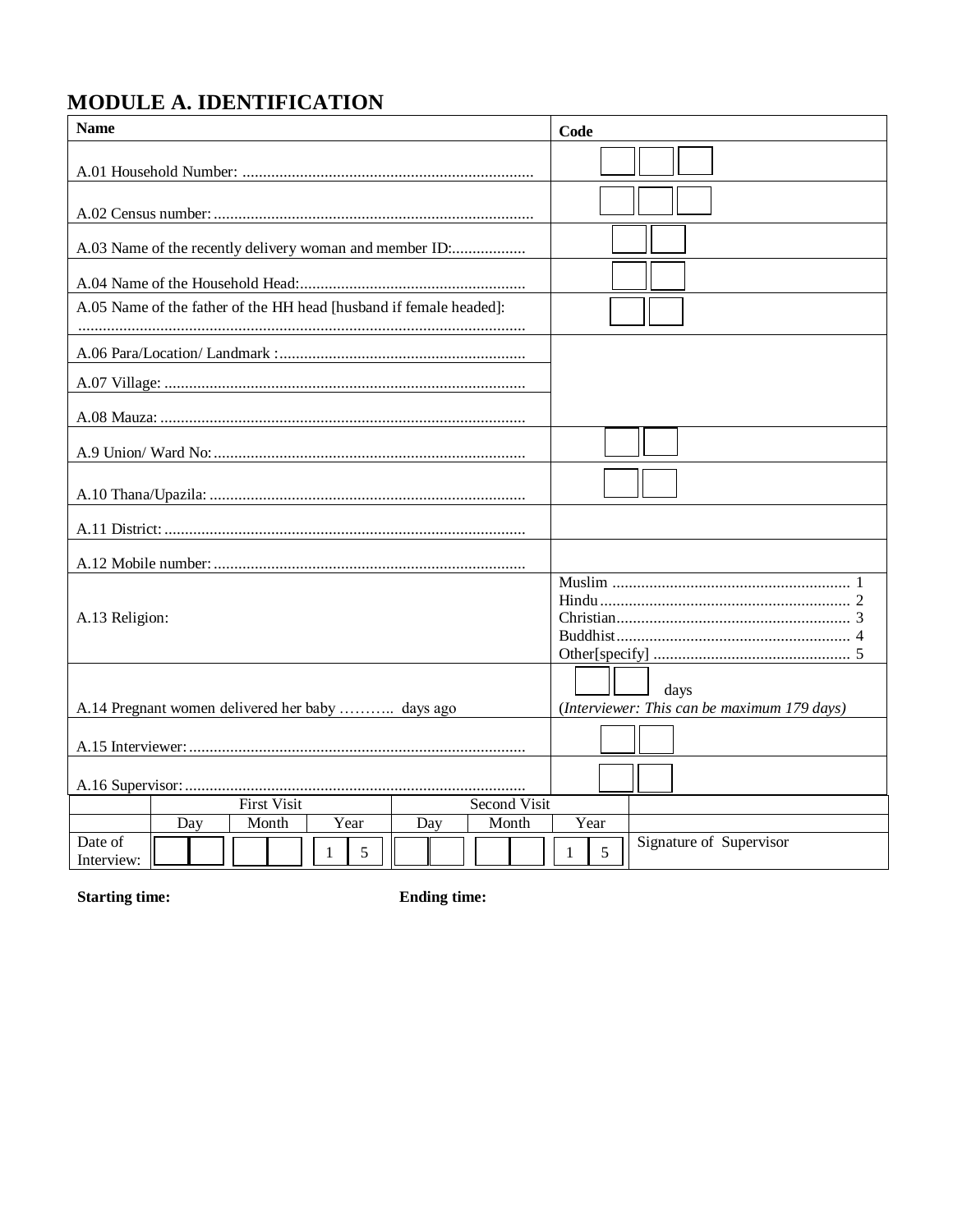## MODULE A. IDENTIFICATION

| Name | Code |
|---|---|
| A.01 Household Number: ....................................................................... | ☐☐☐ |
| A.02 Census number: .............................................................................. | ☐☐☐ |
| A.03 Name of the recently delivery woman and member ID:.................. | ☐☐ |
| A.04 Name of the Household Head:....................................................... | ☐☐ |
| A.05 Name of the father of the HH head [husband if female headed]: ............................................................................................................ | ☐☐ |
| A.06 Para/Location/ Landmark :............................................................ | |
| A.07 Village: ........................................................................................ | |
| A.08 Mauza: ......................................................................................... | |
| A.9 Union/ Ward No:............................................................................ | ☐☐ |
| A.10 Thana/Upazila: ............................................................................. | ☐☐ |
| A.11 District: ........................................................................................ | |
| A.12 Mobile number: ............................................................................ | |
| A.13 Religion: | Muslim .......................................................... 1<br>Hindu ............................................................. 2<br>Christian......................................................... 3<br>Buddhist......................................................... 4<br>Other[specify] ................................................ 5 |
| A.14 Pregnant women delivered her baby ……….. days ago | ☐☐ days<br>(*Interviewer: This can be maximum 179 days)* |
| A.15 Interviewer: .................................................................................. | ☐☐ |
| A.16 Supervisor: ................................................................................... | ☐☐ |

| | First Visit | | | Second Visit | | | |
|---|---|---|---|---|---|---|---|
| | Day | Month | Year | Day | Month | Year | |
| Date of Interview: | ☐☐ | ☐☐ | 1 5 | ☐☐ | ☐☐ | 1 5 | Signature of Supervisor |

**Starting time:** **Ending time:**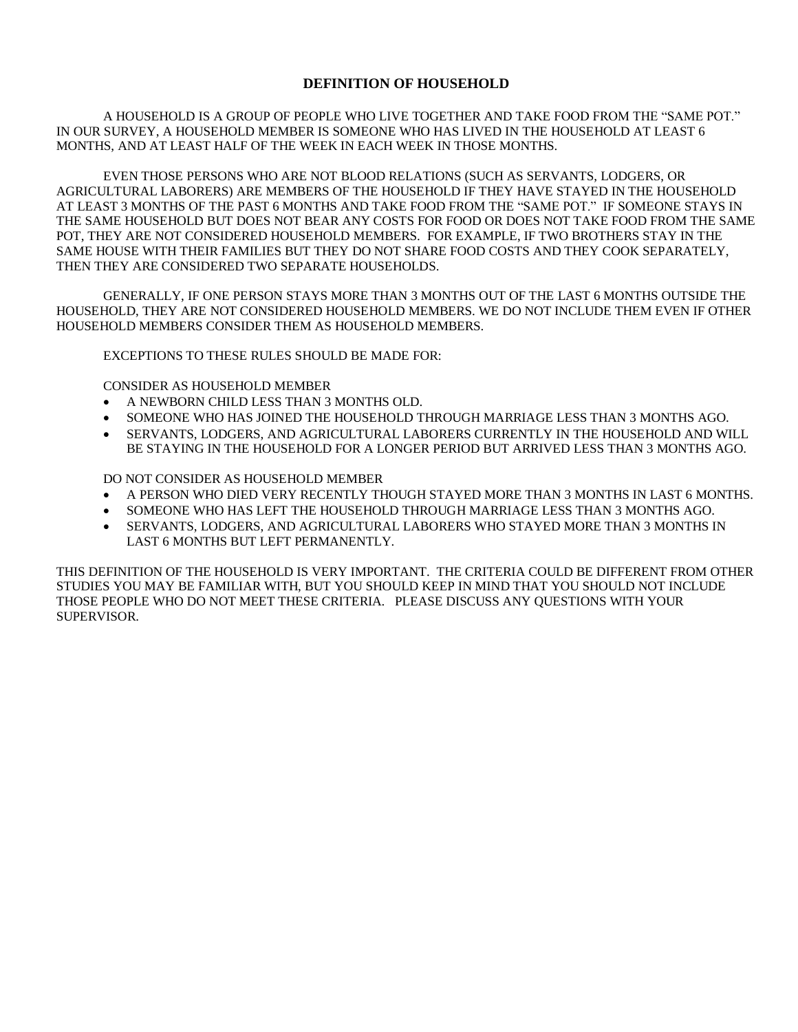## DEFINITION OF HOUSEHOLD

A HOUSEHOLD IS A GROUP OF PEOPLE WHO LIVE TOGETHER AND TAKE FOOD FROM THE "SAME POT." IN OUR SURVEY, A HOUSEHOLD MEMBER IS SOMEONE WHO HAS LIVED IN THE HOUSEHOLD AT LEAST 6 MONTHS, AND AT LEAST HALF OF THE WEEK IN EACH WEEK IN THOSE MONTHS.

EVEN THOSE PERSONS WHO ARE NOT BLOOD RELATIONS (SUCH AS SERVANTS, LODGERS, OR AGRICULTURAL LABORERS) ARE MEMBERS OF THE HOUSEHOLD IF THEY HAVE STAYED IN THE HOUSEHOLD AT LEAST 3 MONTHS OF THE PAST 6 MONTHS AND TAKE FOOD FROM THE "SAME POT." IF SOMEONE STAYS IN THE SAME HOUSEHOLD BUT DOES NOT BEAR ANY COSTS FOR FOOD OR DOES NOT TAKE FOOD FROM THE SAME POT, THEY ARE NOT CONSIDERED HOUSEHOLD MEMBERS. FOR EXAMPLE, IF TWO BROTHERS STAY IN THE SAME HOUSE WITH THEIR FAMILIES BUT THEY DO NOT SHARE FOOD COSTS AND THEY COOK SEPARATELY, THEN THEY ARE CONSIDERED TWO SEPARATE HOUSEHOLDS.

GENERALLY, IF ONE PERSON STAYS MORE THAN 3 MONTHS OUT OF THE LAST 6 MONTHS OUTSIDE THE HOUSEHOLD, THEY ARE NOT CONSIDERED HOUSEHOLD MEMBERS. WE DO NOT INCLUDE THEM EVEN IF OTHER HOUSEHOLD MEMBERS CONSIDER THEM AS HOUSEHOLD MEMBERS.

EXCEPTIONS TO THESE RULES SHOULD BE MADE FOR:

CONSIDER AS HOUSEHOLD MEMBER

- A NEWBORN CHILD LESS THAN 3 MONTHS OLD.
- SOMEONE WHO HAS JOINED THE HOUSEHOLD THROUGH MARRIAGE LESS THAN 3 MONTHS AGO.
- SERVANTS, LODGERS, AND AGRICULTURAL LABORERS CURRENTLY IN THE HOUSEHOLD AND WILL BE STAYING IN THE HOUSEHOLD FOR A LONGER PERIOD BUT ARRIVED LESS THAN 3 MONTHS AGO.

DO NOT CONSIDER AS HOUSEHOLD MEMBER

- A PERSON WHO DIED VERY RECENTLY THOUGH STAYED MORE THAN 3 MONTHS IN LAST 6 MONTHS.
- SOMEONE WHO HAS LEFT THE HOUSEHOLD THROUGH MARRIAGE LESS THAN 3 MONTHS AGO.
- SERVANTS, LODGERS, AND AGRICULTURAL LABORERS WHO STAYED MORE THAN 3 MONTHS IN LAST 6 MONTHS BUT LEFT PERMANENTLY.

THIS DEFINITION OF THE HOUSEHOLD IS VERY IMPORTANT. THE CRITERIA COULD BE DIFFERENT FROM OTHER STUDIES YOU MAY BE FAMILIAR WITH, BUT YOU SHOULD KEEP IN MIND THAT YOU SHOULD NOT INCLUDE THOSE PEOPLE WHO DO NOT MEET THESE CRITERIA. PLEASE DISCUSS ANY QUESTIONS WITH YOUR SUPERVISOR.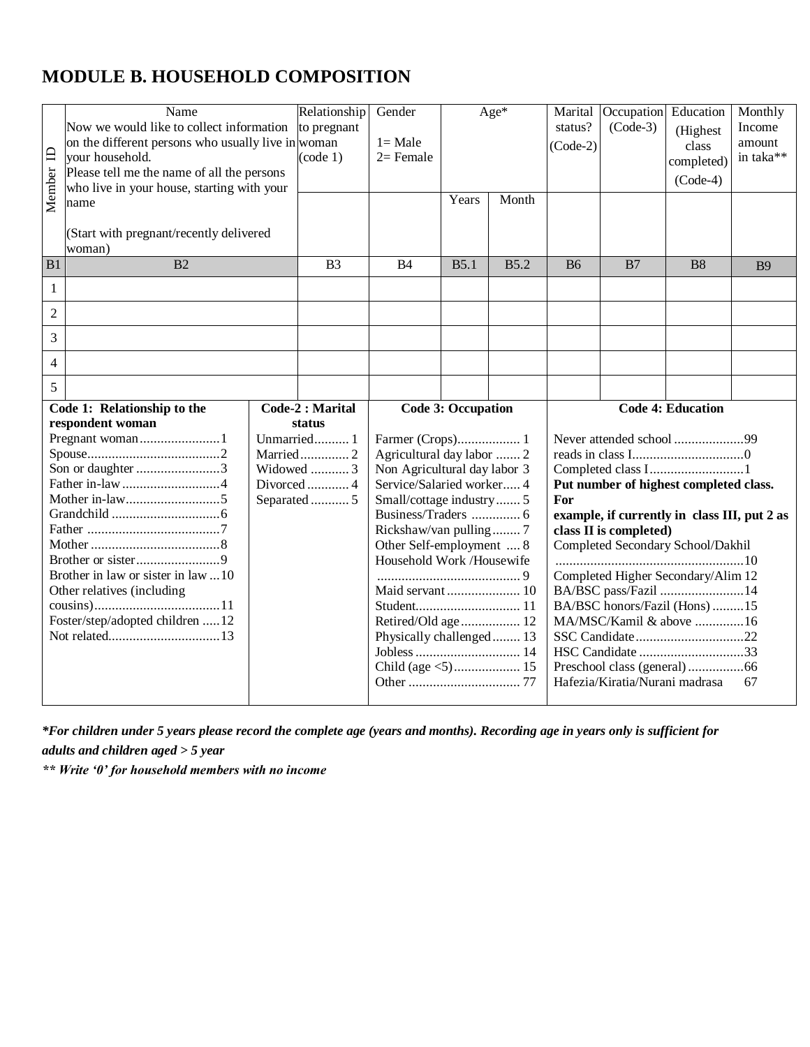# MODULE B. HOUSEHOLD COMPOSITION

| Member ID | Name<br>Now we would like to collect information on the different persons who usually live in your household.<br>Please tell me the name of all the persons who live in your house, starting with your name<br><br>(Start with pregnant/recently delivered woman) | Relationship to pregnant woman (code 1) | Gender<br><br>1= Male<br>2= Female | Age* | | Marital status? (Code-2) | Occupation (Code-3) | Education (Highest class completed) (Code-4) | Monthly Income amount in taka** |
|---|---|---|---|---|---|---|---|---|---|
| | | | | Years | Month | | | | |
| B1 | B2 | B3 | B4 | B5.1 | B5.2 | B6 | B7 | B8 | B9 |
| 1 | | | | | | | | | |
| 2 | | | | | | | | | |
| 3 | | | | | | | | | |
| 4 | | | | | | | | | |
| 5 | | | | | | | | | |

| Code 1: Relationship to the respondent woman | Code-2 : Marital status | Code 3: Occupation | Code 4: Education |
|---|---|---|---|
| Pregnant woman....................1<br>Spouse....................2<br>Son or daughter....................3<br>Father in-law....................4<br>Mother in-law....................5<br>Grandchild....................6<br>Father....................7<br>Mother....................8<br>Brother or sister....................9<br>Brother in law or sister in law....10<br>Other relatives (including cousins)....................11<br>Foster/step/adopted children.....12<br>Not related....................13 | Unmarried.......... 1<br>Married.......... 2<br>Widowed.......... 3<br>Divorced.......... 4<br>Separated.......... 5 | Farmer (Crops).......... 1<br>Agricultural day labor....... 2<br>Non Agricultural day labor 3<br>Service/Salaried worker..... 4<br>Small/cottage industry....... 5<br>Business/Traders.......... 6<br>Rickshaw/van pulling........ 7<br>Other Self-employment .... 8<br>Household Work /Housewife .......... 9<br>Maid servant.......... 10<br>Student.......... 11<br>Retired/Old age.......... 12<br>Physically challenged........ 13<br>Jobless.......... 14<br>Child (age <5).......... 15<br>Other.......... 77 | Never attended school....................99<br>reads in class I....................0<br>Completed class I....................1<br>**Put number of highest completed class. For example, if currently in class III, put 2 as class II is completed)**<br>Completed Secondary School/Dakhil ....................10<br>Completed Higher Secondary/Alim 12<br>BA/BSC pass/Fazil....................14<br>BA/BSC honors/Fazil (Hons).........15<br>MA/MSC/Kamil & above..............16<br>SSC Candidate....................22<br>HSC Candidate....................33<br>Preschool class (general)................66<br>Hafezia/Kiratia/Nurani madrasa 67 |

***For children under 5 years please record the complete age (years and months). Recording age in years only is sufficient for adults and children aged > 5 year***

***** Write '0' for household members with no income***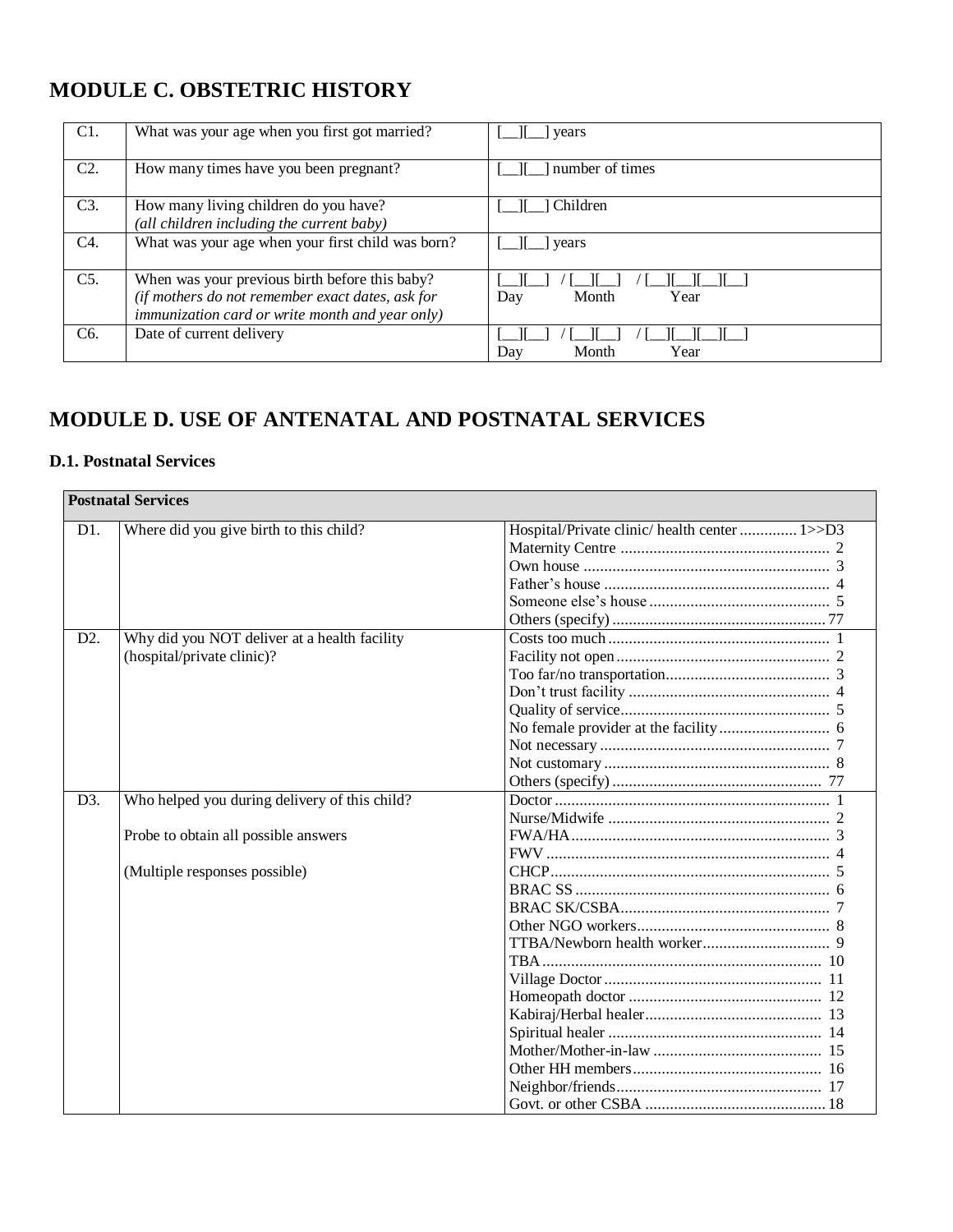## MODULE C. OBSTETRIC HISTORY

| | | |
|---|---|---|
| C1. | What was your age when you first got married? | [__][__] years |
| C2. | How many times have you been pregnant? | [__][__] number of times |
| C3. | How many living children do you have? *(all children including the current baby)* | [__][__] Children |
| C4. | What was your age when your first child was born? | [__][__] years |
| C5. | When was your previous birth before this baby? *(if mothers do not remember exact dates, ask for immunization card or write month and year only)* | [__][__] / [__][__] / [__][__][__][__]<br>Day Month Year |
| C6. | Date of current delivery | [__][__] / [__][__] / [__][__][__][__]<br>Day Month Year |

## MODULE D. USE OF ANTENATAL AND POSTNATAL SERVICES

### D.1. Postnatal Services

| **Postnatal Services** | | |
|---|---|---|
| D1. | Where did you give birth to this child? | Hospital/Private clinic/ health center .............. 1>>D3<br>Maternity Centre .................................................. 2<br>Own house ........................................................... 3<br>Father's house ...................................................... 4<br>Someone else's house ........................................... 5<br>Others (specify) ...................................................77 |
| D2. | Why did you NOT deliver at a health facility (hospital/private clinic)? | Costs too much ..................................................... 1<br>Facility not open ................................................... 2<br>Too far/no transportation....................................... 3<br>Don't trust facility ................................................ 4<br>Quality of service.................................................. 5<br>No female provider at the facility.......................... 6<br>Not necessary ....................................................... 7<br>Not customary ...................................................... 8<br>Others (specify) .................................................. 77 |
| D3. | Who helped you during delivery of this child?<br><br>Probe to obtain all possible answers<br><br>(Multiple responses possible) | Doctor .................................................................. 1<br>Nurse/Midwife ...................................................... 2<br>FWA/HA............................................................... 3<br>FWV .................................................................... 4<br>CHCP.................................................................... 5<br>BRAC SS ............................................................. 6<br>BRAC SK/CSBA................................................... 7<br>Other NGO workers.............................................. 8<br>TTBA/Newborn health worker.............................. 9<br>TBA .................................................................... 10<br>Village Doctor ..................................................... 11<br>Homeopath doctor .............................................. 12<br>Kabiraj/Herbal healer........................................... 13<br>Spiritual healer ................................................... 14<br>Mother/Mother-in-law ......................................... 15<br>Other HH members............................................. 16<br>Neighbor/friends................................................. 17<br>Govt. or other CSBA ...........................................18 |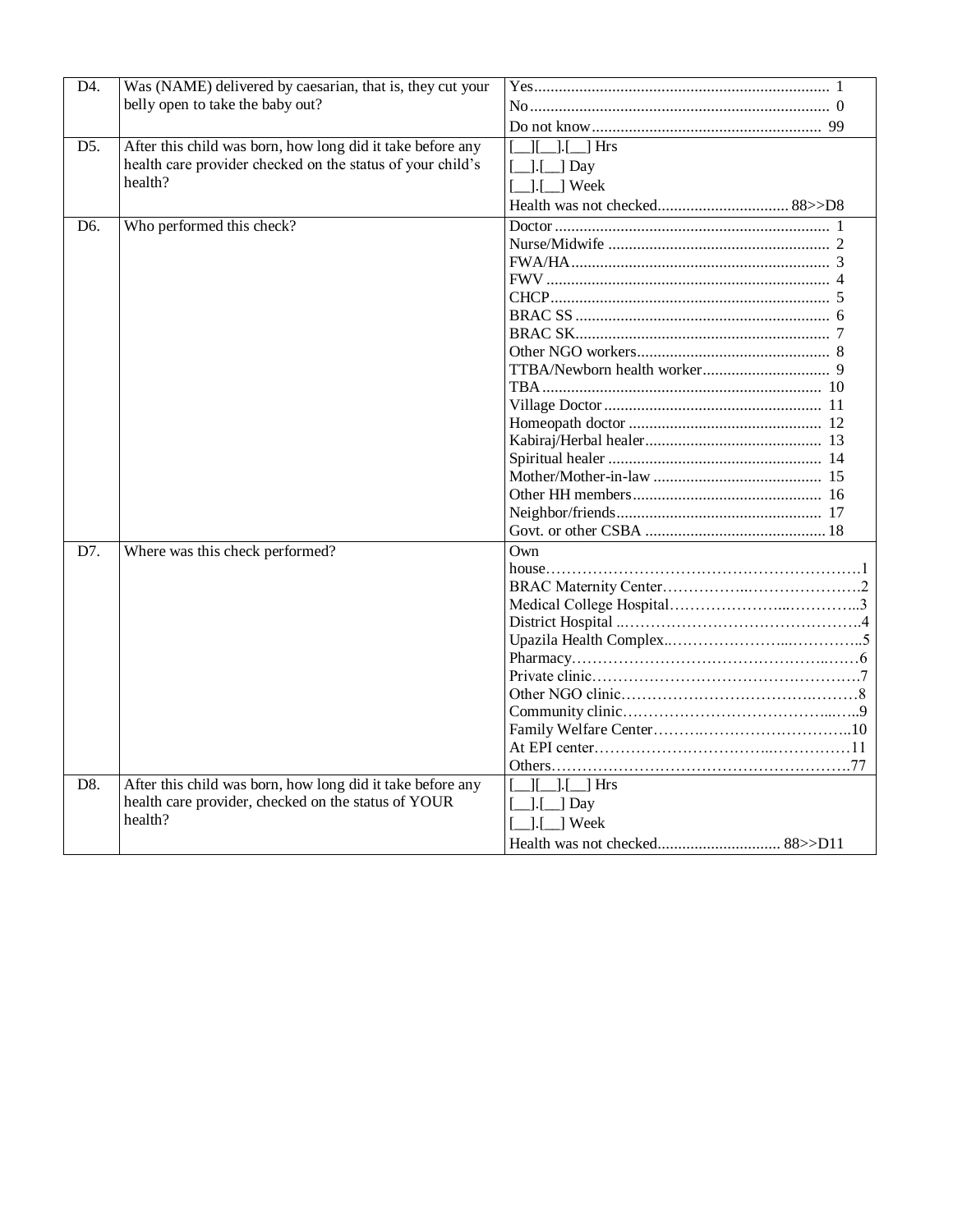| | | |
|---|---|---|
| D4. | Was (NAME) delivered by caesarian, that is, they cut your belly open to take the baby out? | Yes........................................................................ 1<br>No......................................................................... 0<br>Do not know........................................................ 99 |
| D5. | After this child was born, how long did it take before any health care provider checked on the status of your child's health? | [__][__].[__] Hrs<br>[__].[__] Day<br>[__].[__] Week<br>Health was not checked............................... 88>>D8 |
| D6. | Who performed this check? | Doctor .................................................................. 1<br>Nurse/Midwife ..................................................... 2<br>FWA/HA.............................................................. 3<br>FWV .................................................................... 4<br>CHCP................................................................... 5<br>BRAC SS ............................................................. 6<br>BRAC SK............................................................. 7<br>Other NGO workers............................................... 8<br>TTBA/Newborn health worker............................... 9<br>TBA ................................................................... 10<br>Village Doctor .................................................... 11<br>Homeopath doctor .............................................. 12<br>Kabiraj/Herbal healer.......................................... 13<br>Spiritual healer ................................................... 14<br>Mother/Mother-in-law ......................................... 15<br>Other HH members............................................. 16<br>Neighbor/friends.................................................. 17<br>Govt. or other CSBA ............................................ 18 |
| D7. | Where was this check performed? | Own house……………………………………………………1<br>BRAC Maternity Center………………..…………………2<br>Medical College Hospital…………………...…………..3<br>District Hospital ..……………………………………….4<br>Upazila Health Complex..…………………...…………..5<br>Pharmacy……………………………………………..…….6<br>Private clinic…………………………………………….7<br>Other NGO clinic…………………………………..………8<br>Community clinic………………………………………...…..9<br>Family Welfare Center……….………………………..10<br>At EPI center……………………………..……………11<br>Others…………………………………………………….77 |
| D8. | After this child was born, how long did it take before any health care provider, checked on the status of YOUR health? | [__][__].[__] Hrs<br>[__].[__] Day<br>[__].[__] Week<br>Health was not checked............................. 88>>D11 |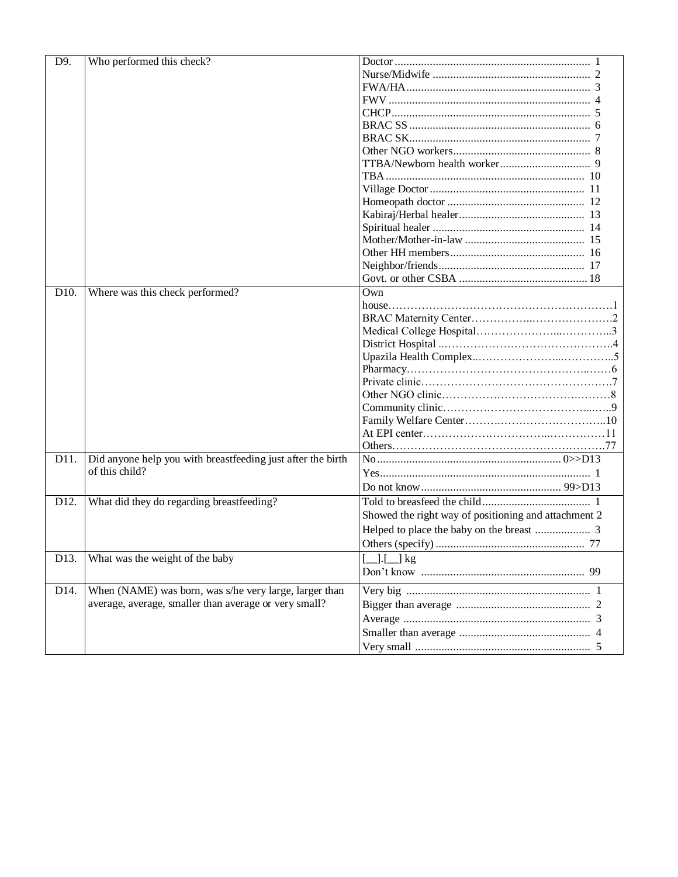| | | |
|---|---|---|
| D9. | Who performed this check? | Doctor ........ 1<br>Nurse/Midwife ........ 2<br>FWA/HA........ 3<br>FWV ........ 4<br>CHCP........ 5<br>BRAC SS ........ 6<br>BRAC SK........ 7<br>Other NGO workers........ 8<br>TTBA/Newborn health worker........ 9<br>TBA ........ 10<br>Village Doctor ........ 11<br>Homeopath doctor ........ 12<br>Kabiraj/Herbal healer........ 13<br>Spiritual healer ........ 14<br>Mother/Mother-in-law ........ 15<br>Other HH members........ 16<br>Neighbor/friends........ 17<br>Govt. or other CSBA ........ 18 |
| D10. | Where was this check performed? | Own house……………………1<br>BRAC Maternity Center……………….2<br>Medical College Hospital……………..3<br>District Hospital ……………………..4<br>Upazila Health Complex……………..5<br>Pharmacy……………………………6<br>Private clinic…………………………7<br>Other NGO clinic……………………8<br>Community clinic……………………9<br>Family Welfare Center……………..10<br>At EPI center…………………………11<br>Others………………………………….77 |
| D11. | Did anyone help you with breastfeeding just after the birth of this child? | No........ 0>>D13<br>Yes........ 1<br>Do not know........ 99>D13 |
| D12. | What did they do regarding breastfeeding? | Told to breasfeed the child........ 1<br>Showed the right way of positioning and attachment 2<br>Helped to place the baby on the breast ........ 3<br>Others (specify) ........ 77 |
| D13. | What was the weight of the baby | [__].[__] kg<br>Don't know ........ 99 |
| D14. | When (NAME) was born, was s/he very large, larger than average, average, smaller than average or very small? | Very big ........ 1<br>Bigger than average ........ 2<br>Average ........ 3<br>Smaller than average ........ 4<br>Very small ........ 5 |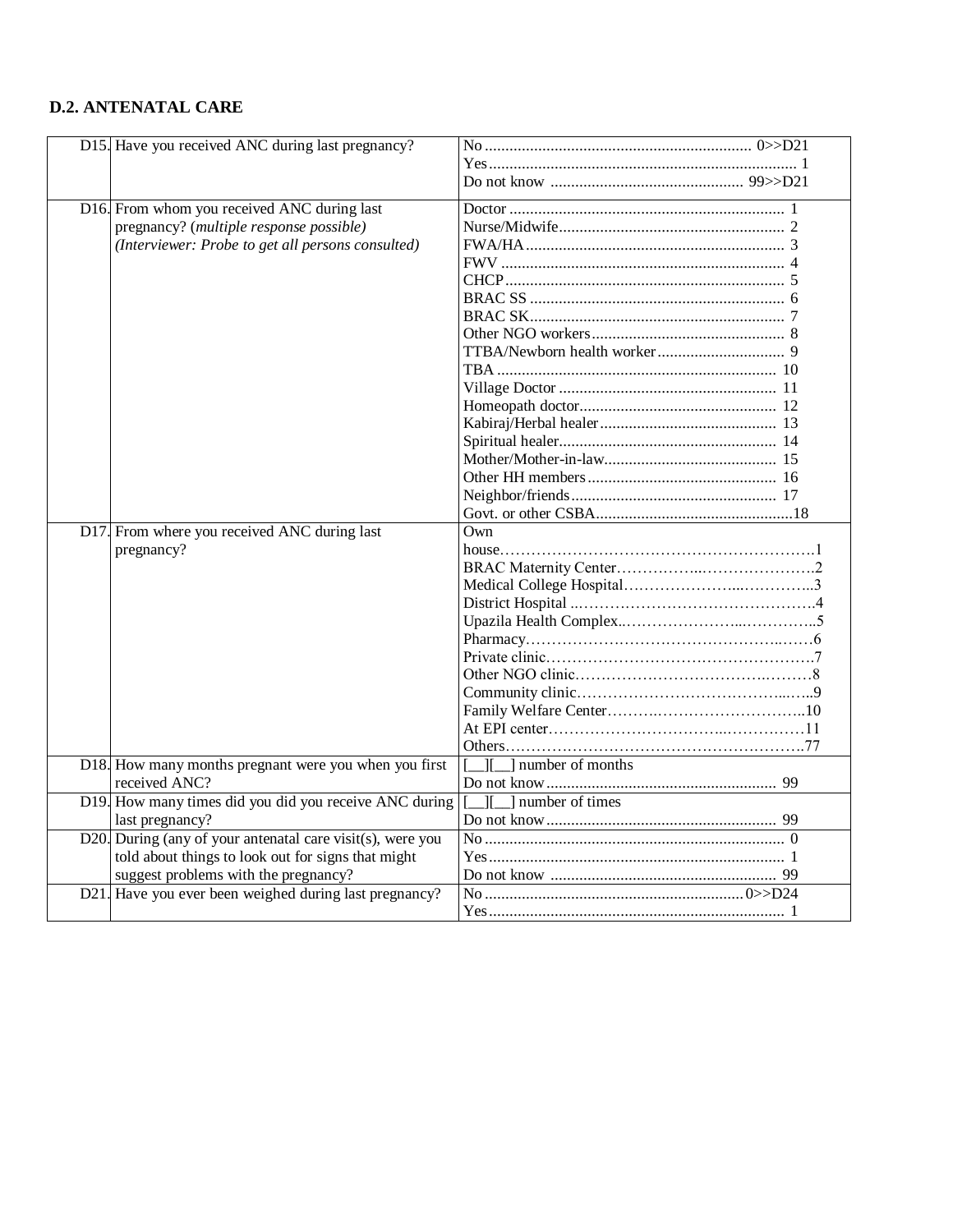## D.2. ANTENATAL CARE

| | | |
|---|---|---|
| D15. | Have you received ANC during last pregnancy? | No ................ 0>>D21<br>Yes ................ 1<br>Do not know ................ 99>>D21 |
| D16. | From whom you received ANC during last pregnancy? (*multiple response possible*)<br>*(Interviewer: Probe to get all persons consulted)* | Doctor ................ 1<br>Nurse/Midwife ................ 2<br>FWA/HA ................ 3<br>FWV ................ 4<br>CHCP ................ 5<br>BRAC SS ................ 6<br>BRAC SK ................ 7<br>Other NGO workers ................ 8<br>TTBA/Newborn health worker ................ 9<br>TBA ................ 10<br>Village Doctor ................ 11<br>Homeopath doctor ................ 12<br>Kabiraj/Herbal healer ................ 13<br>Spiritual healer ................ 14<br>Mother/Mother-in-law ................ 15<br>Other HH members ................ 16<br>Neighbor/friends ................ 17<br>Govt. or other CSBA ................ 18 |
| D17. | From where you received ANC during last pregnancy? | Own house ................ 1<br>BRAC Maternity Center ................ 2<br>Medical College Hospital ................ 3<br>District Hospital ................ 4<br>Upazila Health Complex ................ 5<br>Pharmacy ................ 6<br>Private clinic ................ 7<br>Other NGO clinic ................ 8<br>Community clinic ................ 9<br>Family Welfare Center ................ 10<br>At EPI center ................ 11<br>Others ................ 77 |
| D18. | How many months pregnant were you when you first received ANC? | [__][__] number of months<br>Do not know ................ 99 |
| D19. | How many times did you did you receive ANC during last pregnancy? | [__][__] number of times<br>Do not know ................ 99 |
| D20. | During (any of your antenatal care visit(s), were you told about things to look out for signs that might suggest problems with the pregnancy? | No ................ 0<br>Yes ................ 1<br>Do not know ................ 99 |
| D21. | Have you ever been weighed during last pregnancy? | No ................ 0>>D24<br>Yes ................ 1 |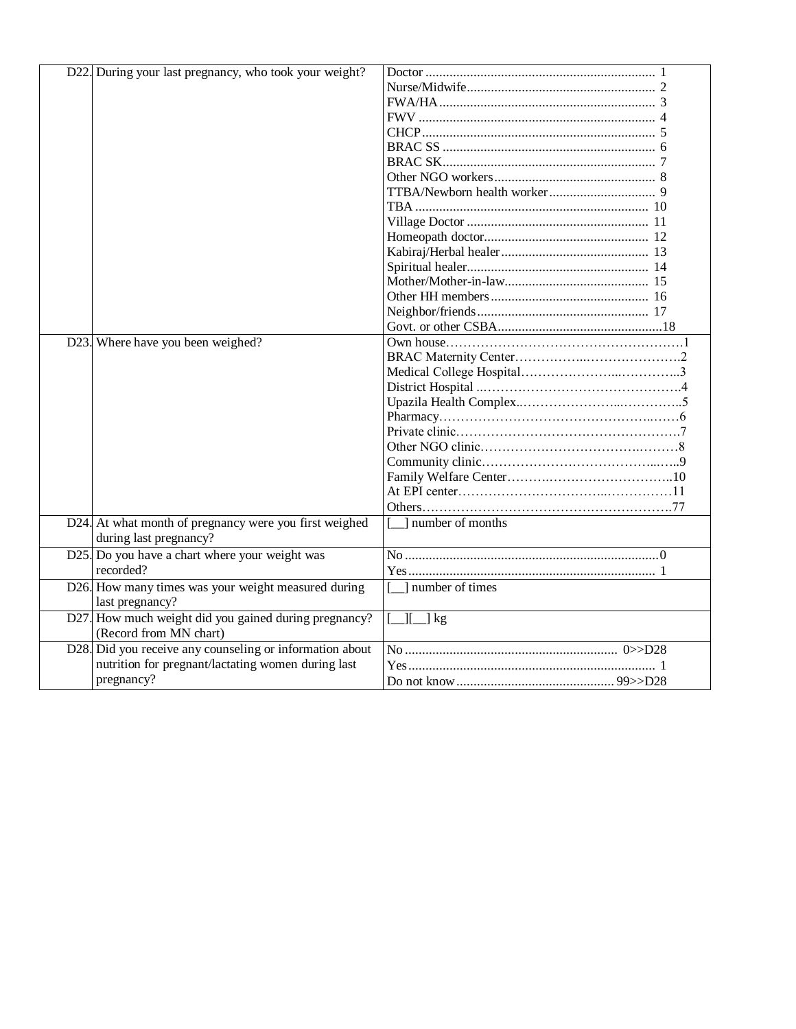| | | |
|---|---|---|
| D22. | During your last pregnancy, who took your weight? | Doctor ..................... 1<br>Nurse/Midwife ..................... 2<br>FWA/HA ..................... 3<br>FWV ..................... 4<br>CHCP ..................... 5<br>BRAC SS ..................... 6<br>BRAC SK ..................... 7<br>Other NGO workers ..................... 8<br>TTBA/Newborn health worker ..................... 9<br>TBA ..................... 10<br>Village Doctor ..................... 11<br>Homeopath doctor ..................... 12<br>Kabiraj/Herbal healer ..................... 13<br>Spiritual healer ..................... 14<br>Mother/Mother-in-law ..................... 15<br>Other HH members ..................... 16<br>Neighbor/friends ..................... 17<br>Govt. or other CSBA ..................... 18 |
| D23. | Where have you been weighed? | Own house ..................... 1<br>BRAC Maternity Center ..................... 2<br>Medical College Hospital ..................... 3<br>District Hospital ..................... 4<br>Upazila Health Complex ..................... 5<br>Pharmacy ..................... 6<br>Private clinic ..................... 7<br>Other NGO clinic ..................... 8<br>Community clinic ..................... 9<br>Family Welfare Center ..................... 10<br>At EPI center ..................... 11<br>Others ..................... 77 |
| D24. | At what month of pregnancy were you first weighed during last pregnancy? | [__] number of months |
| D25. | Do you have a chart where your weight was recorded? | No ..................... 0<br>Yes ..................... 1 |
| D26. | How many times was your weight measured during last pregnancy? | [__] number of times |
| D27. | How much weight did you gained during pregnancy? (Record from MN chart) | [__][__] kg |
| D28. | Did you receive any counseling or information about nutrition for pregnant/lactating women during last pregnancy? | No ..................... 0>>D28<br>Yes ..................... 1<br>Do not know ..................... 99>>D28 |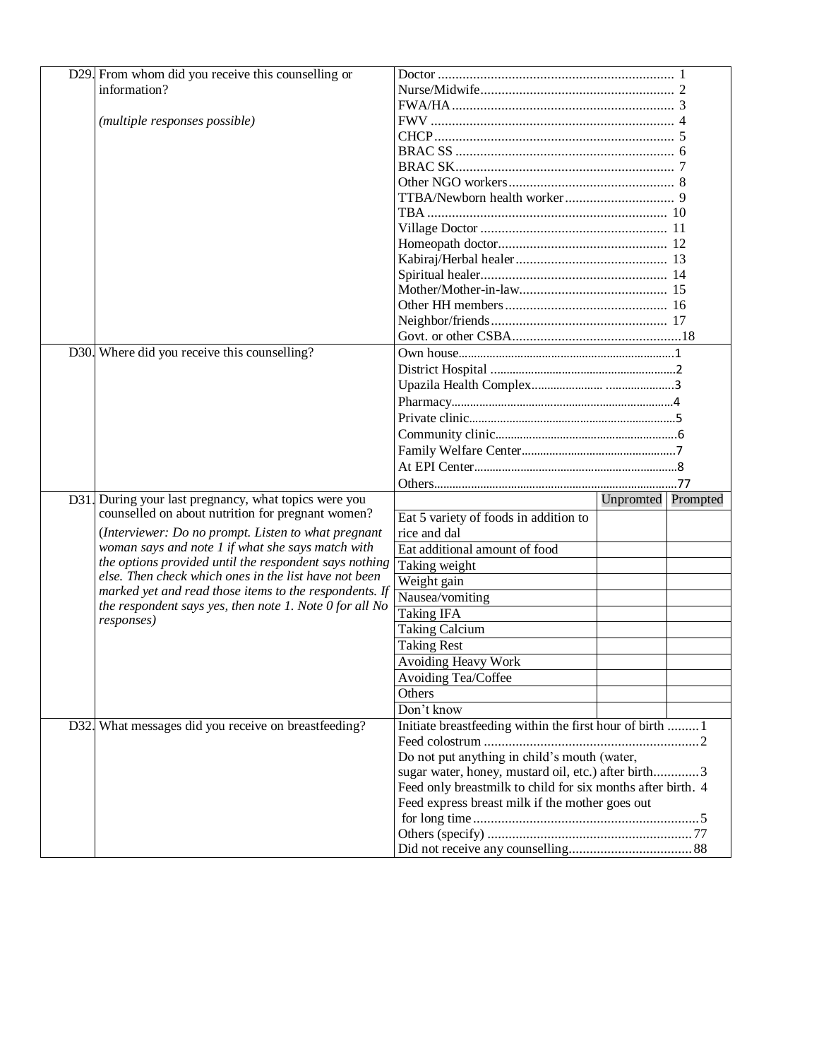| | | |
|---|---|---|
| D29. | From whom did you receive this counselling or information?<br><br>*(multiple responses possible)* | Doctor .......... 1<br>Nurse/Midwife.......... 2<br>FWA/HA.......... 3<br>FWV .......... 4<br>CHCP.......... 5<br>BRAC SS .......... 6<br>BRAC SK.......... 7<br>Other NGO workers.......... 8<br>TTBA/Newborn health worker.......... 9<br>TBA .......... 10<br>Village Doctor .......... 11<br>Homeopath doctor.......... 12<br>Kabiraj/Herbal healer.......... 13<br>Spiritual healer.......... 14<br>Mother/Mother-in-law.......... 15<br>Other HH members.......... 16<br>Neighbor/friends.......... 17<br>Govt. or other CSBA..........18 |
| D30. | Where did you receive this counselling? | Own house..........1<br>District Hospital ..........2<br>Upazila Health Complex.......... ..........3<br>Pharmacy..........4<br>Private clinic..........5<br>Community clinic..........6<br>Family Welfare Center..........7<br>At EPI Center..........8<br>Others..........77 |

| | | | Unpromted | Prompted |
|---|---|---|---|---|
| D31. | During your last pregnancy, what topics were you counselled on about nutrition for pregnant women?<br>*(Interviewer: Do no prompt. Listen to what pregnant woman says and note 1 if what she says match with the options provided until the respondent says nothing else. Then check which ones in the list have not been marked yet and read those items to the respondents. If the respondent says yes, then note 1. Note 0 for all No responses)* | Eat 5 variety of foods in addition to rice and dal | | |
| | | Eat additional amount of food | | |
| | | Taking weight | | |
| | | Weight gain | | |
| | | Nausea/vomiting | | |
| | | Taking IFA | | |
| | | Taking Calcium | | |
| | | Taking Rest | | |
| | | Avoiding Heavy Work | | |
| | | Avoiding Tea/Coffee | | |
| | | Others | | |
| | | Don't know | | |

| | | |
|---|---|---|
| D32. | What messages did you receive on breastfeeding? | Initiate breastfeeding within the first hour of birth .........1<br>Feed colostrum ..........2<br>Do not put anything in child's mouth (water, sugar water, honey, mustard oil, etc.) after birth.............3<br>Feed only breastmilk to child for six months after birth. 4<br>Feed express breast milk if the mother goes out for long time..........5<br>Others (specify) ..........77<br>Did not receive any counselling..........88 |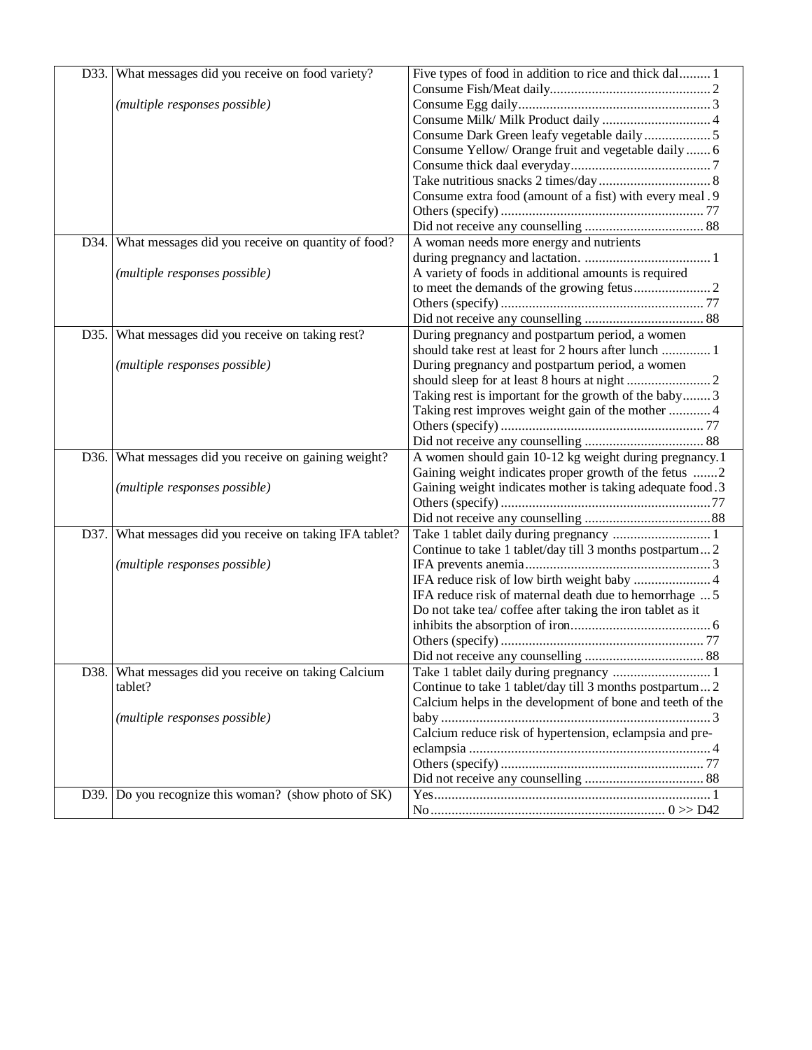| | | |
|---|---|---|
| D33. | What messages did you receive on food variety?<br><br>*(multiple responses possible)* | Five types of food in addition to rice and thick dal......... 1<br>Consume Fish/Meat daily............................................. 2<br>Consume Egg daily....................................................... 3<br>Consume Milk/ Milk Product daily ............................... 4<br>Consume Dark Green leafy vegetable daily ................... 5<br>Consume Yellow/ Orange fruit and vegetable daily ....... 6<br>Consume thick daal everyday........................................ 7<br>Take nutritious snacks 2 times/day ................................ 8<br>Consume extra food (amount of a fist) with every meal . 9<br>Others (specify) .......................................................... 77<br>Did not receive any counselling .................................. 88 |
| D34. | What messages did you receive on quantity of food?<br><br>*(multiple responses possible)* | A woman needs more energy and nutrients during pregnancy and lactation. .................................... 1<br>A variety of foods in additional amounts is required to meet the demands of the growing fetus...................... 2<br>Others (specify) .......................................................... 77<br>Did not receive any counselling .................................. 88 |
| D35. | What messages did you receive on taking rest?<br><br>*(multiple responses possible)* | During pregnancy and postpartum period, a women should take rest at least for 2 hours after lunch .............. 1<br>During pregnancy and postpartum period, a women should sleep for at least 8 hours at night ........................ 2<br>Taking rest is important for the growth of the baby........ 3<br>Taking rest improves weight gain of the mother ............ 4<br>Others (specify) .......................................................... 77<br>Did not receive any counselling .................................. 88 |
| D36. | What messages did you receive on gaining weight?<br><br>*(multiple responses possible)* | A women should gain 10-12 kg weight during pregnancy.1<br>Gaining weight indicates proper growth of the fetus .......2<br>Gaining weight indicates mother is taking adequate food .3<br>Others (specify) ............................................................77<br>Did not receive any counselling ....................................88 |
| D37. | What messages did you receive on taking IFA tablet?<br><br>*(multiple responses possible)* | Take 1 tablet daily during pregnancy ............................ 1<br>Continue to take 1 tablet/day till 3 months postpartum... 2<br>IFA prevents anemia..................................................... 3<br>IFA reduce risk of low birth weight baby ...................... 4<br>IFA reduce risk of maternal death due to hemorrhage ... 5<br>Do not take tea/ coffee after taking the iron tablet as it inhibits the absorption of iron....................................... 6<br>Others (specify) .......................................................... 77<br>Did not receive any counselling .................................. 88 |
| D38. | What messages did you receive on taking Calcium tablet?<br><br>*(multiple responses possible)* | Take 1 tablet daily during pregnancy ............................ 1<br>Continue to take 1 tablet/day till 3 months postpartum... 2<br>Calcium helps in the development of bone and teeth of the baby ............................................................................ 3<br>Calcium reduce risk of hypertension, eclampsia and pre-eclampsia ..................................................................... 4<br>Others (specify) .......................................................... 77<br>Did not receive any counselling .................................. 88 |
| D39. | Do you recognize this woman? (show photo of SK) | Yes............................................................................... 1<br>No................................................................... 0 >> D42 |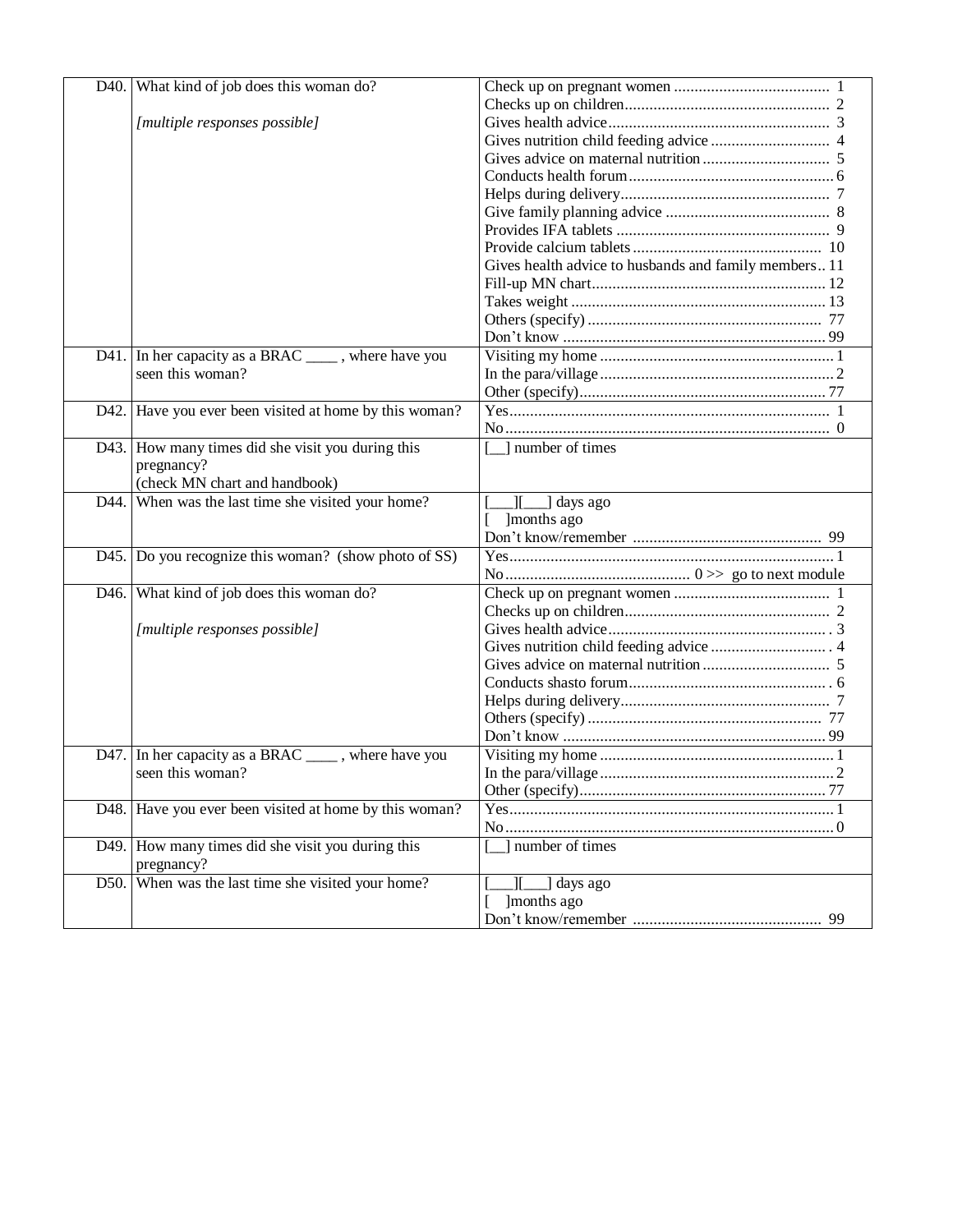| | | |
|---|---|---|
| D40. | What kind of job does this woman do?<br><br>*[multiple responses possible]* | Check up on pregnant women ...................................... 1<br>Checks up on children.................................................. 2<br>Gives health advice...................................................... 3<br>Gives nutrition child feeding advice ............................ 4<br>Gives advice on maternal nutrition ............................... 5<br>Conducts health forum.................................................. 6<br>Helps during delivery................................................... 7<br>Give family planning advice ........................................ 8<br>Provides IFA tablets .................................................... 9<br>Provide calcium tablets ............................................... 10<br>Gives health advice to husbands and family members.. 11<br>Fill-up MN chart......................................................... 12<br>Takes weight .............................................................. 13<br>Others (specify) ......................................................... 77<br>Don't know ................................................................ 99 |
| D41. | In her capacity as a BRAC ____ , where have you seen this woman? | Visiting my home ......................................................... 1<br>In the para/village ......................................................... 2<br>Other (specify)............................................................ 77 |
| D42. | Have you ever been visited at home by this woman? | Yes.............................................................................. 1<br>No .............................................................................. 0 |
| D43. | How many times did she visit you during this pregnancy?<br>(check MN chart and handbook) | [__] number of times |
| D44. | When was the last time she visited your home? | [___][___] days ago<br>[ ]months ago<br>Don't know/remember .............................................. 99 |
| D45. | Do you recognize this woman? (show photo of SS) | Yes.............................................................................. 1<br>No ............................................ 0 >> go to next module |
| D46. | What kind of job does this woman do?<br><br>*[multiple responses possible]* | Check up on pregnant women ...................................... 1<br>Checks up on children.................................................. 2<br>Gives health advice...................................................... 3<br>Gives nutrition child feeding advice ............................ 4<br>Gives advice on maternal nutrition ............................... 5<br>Conducts shasto forum................................................. 6<br>Helps during delivery................................................... 7<br>Others (specify) ......................................................... 77<br>Don't know ................................................................ 99 |
| D47. | In her capacity as a BRAC ____ , where have you seen this woman? | Visiting my home ......................................................... 1<br>In the para/village ......................................................... 2<br>Other (specify)............................................................ 77 |
| D48. | Have you ever been visited at home by this woman? | Yes.............................................................................. 1<br>No................................................................................ 0 |
| D49. | How many times did she visit you during this pregnancy? | [__] number of times |
| D50. | When was the last time she visited your home? | [___][___] days ago<br>[ ]months ago<br>Don't know/remember .............................................. 99 |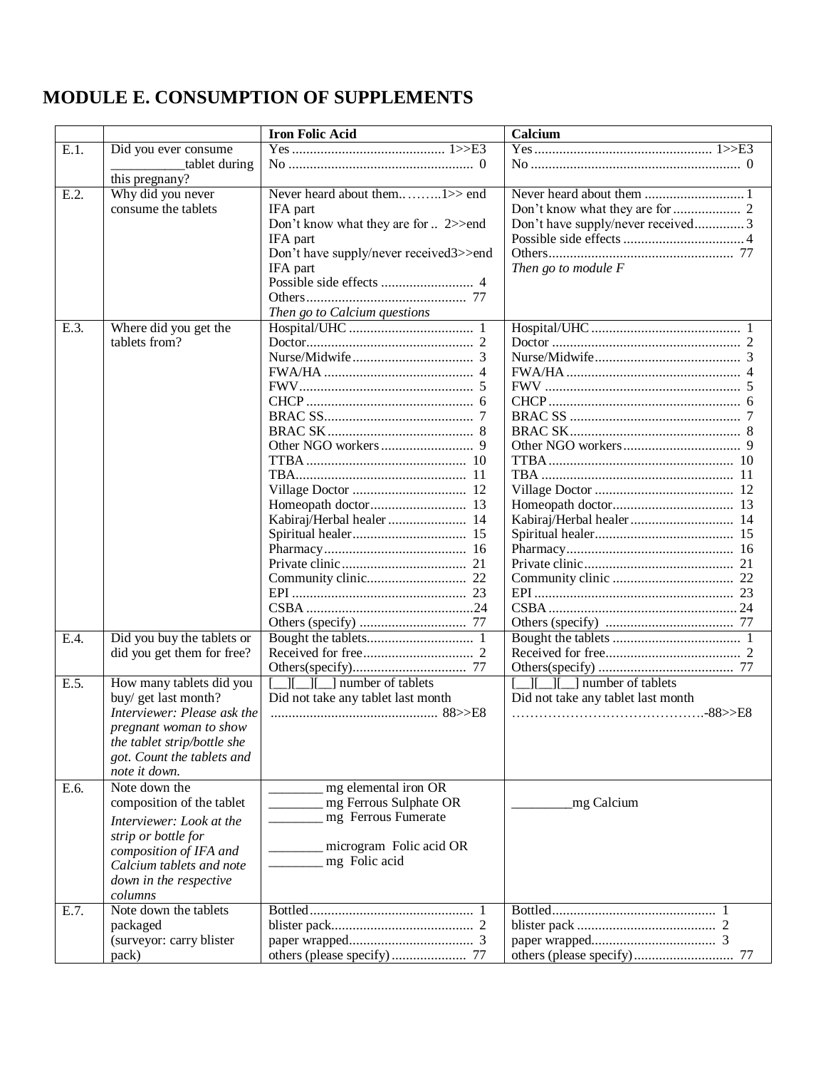# MODULE E. CONSUMPTION OF SUPPLEMENTS

| | | Iron Folic Acid | Calcium |
|---|---|---|---|
| E.1. | Did you ever consume \_\_\_\_\_\_\_\_\_\_\_tablet during this pregnany? | Yes .......................................... 1>>E3<br>No ................................................... 0 | Yes ................................................. 1>>E3<br>No .......................................................... 0 |
| E.2. | Why did you never consume the tablets | Never heard about them..……..1>> end IFA part<br>Don't know what they are for .. 2>>end IFA part<br>Don't have supply/never received3>>end IFA part<br>Possible side effects .......................... 4<br>Others............................................ 77<br>*Then go to Calcium questions* | Never heard about them ............................ 1<br>Don't know what they are for ................... 2<br>Don't have supply/never received.............. 3<br>Possible side effects .................................. 4<br>Others................................................... 77<br>*Then go to module F* |
| E.3. | Where did you get the tablets from? | Hospital/UHC .................................. 1<br>Doctor.............................................. 2<br>Nurse/Midwife................................. 3<br>FWA/HA .......................................... 4<br>FWV................................................ 5<br>CHCP .............................................. 6<br>BRAC SS.......................................... 7<br>BRAC SK......................................... 8<br>Other NGO workers .......................... 9<br>TTBA ............................................ 10<br>TBA................................................ 11<br>Village Doctor ................................ 12<br>Homeopath doctor........................... 13<br>Kabiraj/Herbal healer ...................... 14<br>Spiritual healer................................ 15<br>Pharmacy........................................ 16<br>Private clinic................................... 21<br>Community clinic............................ 22<br>EPI ................................................. 23<br>CSBA ..............................................24<br>Others (specify) ............................. 77 | Hospital/UHC .......................................... 1<br>Doctor .................................................... 2<br>Nurse/Midwife......................................... 3<br>FWA/HA ................................................ 4<br>FWV ...................................................... 5<br>CHCP ..................................................... 6<br>BRAC SS ............................................... 7<br>BRAC SK................................................ 8<br>Other NGO workers................................. 9<br>TTBA .................................................... 10<br>TBA ...................................................... 11<br>Village Doctor ....................................... 12<br>Homeopath doctor.................................. 13<br>Kabiraj/Herbal healer ............................. 14<br>Spiritual healer....................................... 15<br>Pharmacy............................................... 16<br>Private clinic.......................................... 21<br>Community clinic .................................. 22<br>EPI ........................................................ 23<br>CSBA ....................................................24<br>Others (specify) .................................... 77 |
| E.4. | Did you buy the tablets or did you get them for free? | Bought the tablets............................. 1<br>Received for free.............................. 2<br>Others(specify)................................ 77 | Bought the tablets ................................... 1<br>Received for free...................................... 2<br>Others(specify) ...................................... 77 |
| E.5. | How many tablets did you buy/ get last month?<br>*Interviewer: Please ask the pregnant woman to show the tablet strip/bottle she got. Count the tablets and note it down.* | [\_\_][\_\_][\_\_] number of tablets<br>Did not take any tablet last month<br>.............................................. 88>>E8 | [\_\_][\_\_][\_\_] number of tablets<br>Did not take any tablet last month<br>…………………………………….-88>>E8 |
| E.6. | Note down the composition of the tablet<br>*Interviewer: Look at the strip or bottle for composition of IFA and Calcium tablets and note down in the respective columns* | \_\_\_\_\_\_\_\_ mg elemental iron OR<br>\_\_\_\_\_\_\_\_ mg Ferrous Sulphate OR<br>\_\_\_\_\_\_\_\_ mg Ferrous Fumerate<br><br>\_\_\_\_\_\_\_\_ microgram Folic acid OR<br>\_\_\_\_\_\_\_\_ mg Folic acid | \_\_\_\_\_\_\_\_\_mg Calcium |
| E.7. | Note down the tablets packaged<br>(surveyor: carry blister pack) | Bottled............................................. 1<br>blister pack........................................ 2<br>paper wrapped.................................. 3<br>others (please specify) ..................... 77 | Bottled............................................. 1<br>blister pack ....................................... 2<br>paper wrapped.................................. 3<br>others (please specify)............................ 77 |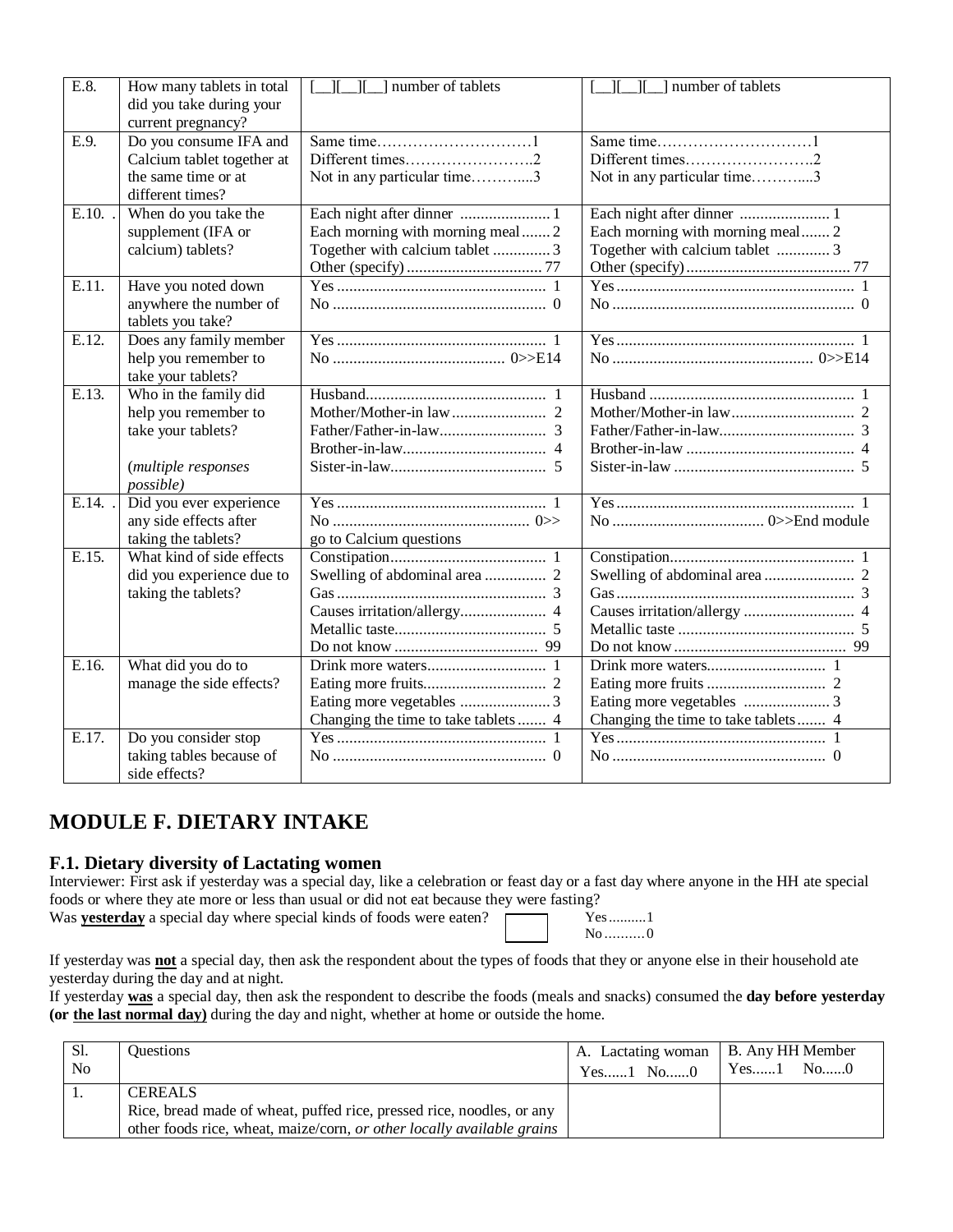| E.8. | How many tablets in total did you take during your current pregnancy? | [__][__][__] number of tablets | [__][__][__] number of tablets |
|---|---|---|---|
| E.9. | Do you consume IFA and Calcium tablet together at the same time or at different times? | Same time…………………………1<br>Different times…………………….2<br>Not in any particular time………....3 | Same time…………………………1<br>Different times…………………….2<br>Not in any particular time………....3 |
| E.10. . | When do you take the supplement (IFA or calcium) tablets? | Each night after dinner ...................... 1<br>Each morning with morning meal ....... 2<br>Together with calcium tablet .............. 3<br>Other (specify) ................................. 77 | Each night after dinner ...................... 1<br>Each morning with morning meal....... 2<br>Together with calcium tablet ............. 3<br>Other (specify) ........................................ 77 |
| E.11. | Have you noted down anywhere the number of tablets you take? | Yes ................................................... 1<br>No .................................................... 0 | Yes .......................................................... 1<br>No ........................................................... 0 |
| E.12. | Does any family member help you remember to take your tablets? | Yes ................................................... 1<br>No .......................................... 0>>E14 | Yes .......................................................... 1<br>No ................................................. 0>>E14 |
| E.13. | Who in the family did help you remember to take your tablets?<br><br>(*multiple responses possible*) | Husband............................................ 1<br>Mother/Mother-in law ....................... 2<br>Father/Father-in-law.......................... 3<br>Brother-in-law................................... 4<br>Sister-in-law...................................... 5 | Husband .................................................. 1<br>Mother/Mother-in law.............................. 2<br>Father/Father-in-law................................. 3<br>Brother-in-law ......................................... 4<br>Sister-in-law ............................................ 5 |
| E.14. . | Did you ever experience any side effects after taking the tablets? | Yes ................................................... 1<br>No ................................................ 0>> go to Calcium questions | Yes .......................................................... 1<br>No ..................................... 0>>End module |
| E.15. | What kind of side effects did you experience due to taking the tablets? | Constipation...................................... 1<br>Swelling of abdominal area ............... 2<br>Gas ................................................... 3<br>Causes irritation/allergy..................... 4<br>Metallic taste..................................... 5<br>Do not know ................................... 99 | Constipation............................................. 1<br>Swelling of abdominal area ...................... 2<br>Gas .......................................................... 3<br>Causes irritation/allergy ........................... 4<br>Metallic taste ........................................... 5<br>Do not know .......................................... 99 |
| E.16. | What did you do to manage the side effects? | Drink more waters............................. 1<br>Eating more fruits.............................. 2<br>Eating more vegetables ...................... 3<br>Changing the time to take tablets ....... 4 | Drink more waters............................. 1<br>Eating more fruits ............................. 2<br>Eating more vegetables ..................... 3<br>Changing the time to take tablets....... 4 |
| E.17. | Do you consider stop taking tables because of side effects? | Yes ................................................... 1<br>No .................................................... 0 | Yes ................................................... 1<br>No .................................................... 0 |

# MODULE F. DIETARY INTAKE

### F.1. Dietary diversity of Lactating women

Interviewer: First ask if yesterday was a special day, like a celebration or feast day or a fast day where anyone in the HH ate special foods or where they ate more or less than usual or did not eat because they were fasting?

Was **yesterday** a special day where special kinds of foods were eaten? [ ] Yes..........1 No..........0

If yesterday was **not** a special day, then ask the respondent about the types of foods that they or anyone else in their household ate yesterday during the day and at night.

If yesterday **was** a special day, then ask the respondent to describe the foods (meals and snacks) consumed the **day before yesterday (or the last normal day)** during the day and night, whether at home or outside the home.

| Sl. No | Questions | A. Lactating woman Yes......1 No......0 | B. Any HH Member Yes......1 No......0 |
|---|---|---|---|
| 1. | CEREALS<br>Rice, bread made of wheat, puffed rice, pressed rice, noodles, or any other foods rice, wheat, maize/corn, *or other locally available grains* | | |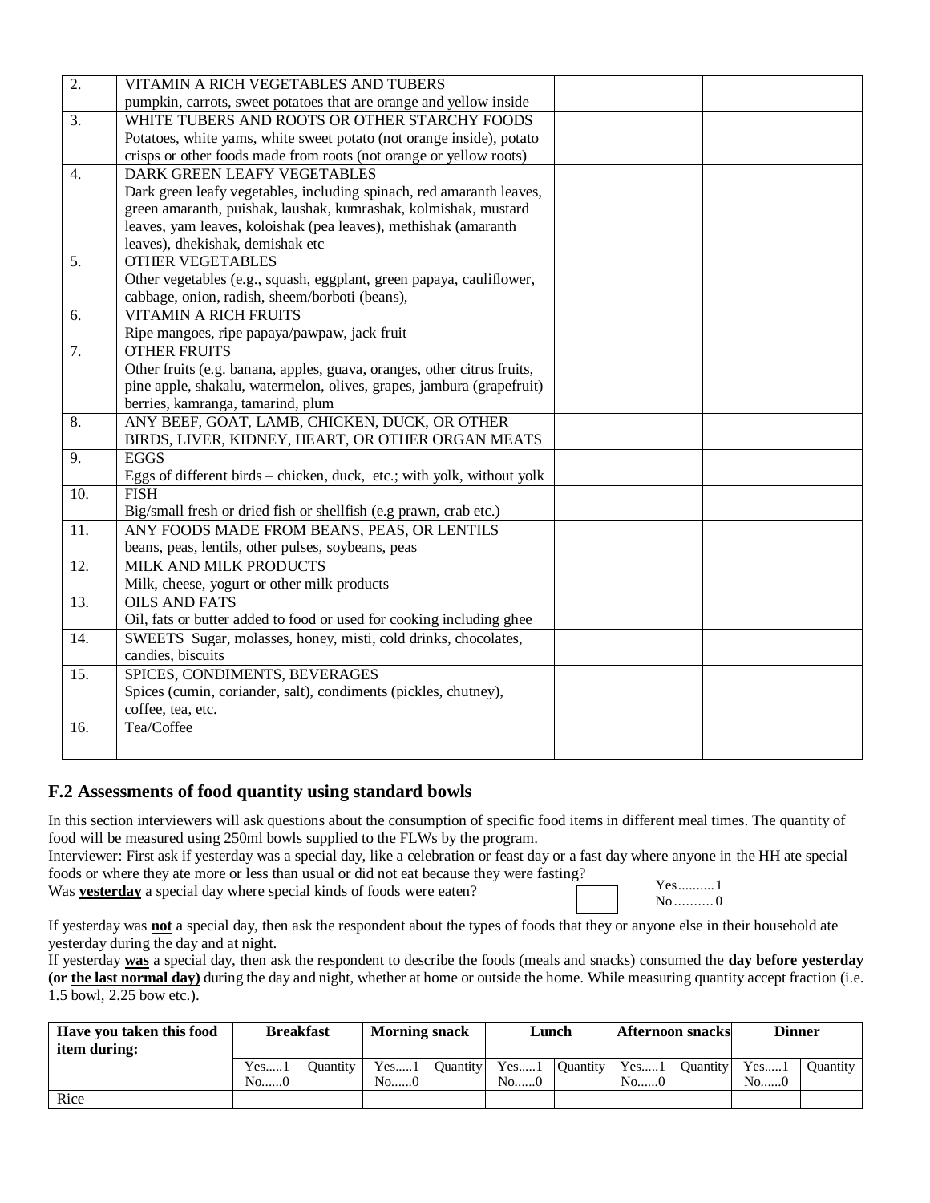| | | | |
|---|---|---|---|
| 2. | VITAMIN A RICH VEGETABLES AND TUBERS<br>pumpkin, carrots, sweet potatoes that are orange and yellow inside | | |
| 3. | WHITE TUBERS AND ROOTS OR OTHER STARCHY FOODS<br>Potatoes, white yams, white sweet potato (not orange inside), potato crisps or other foods made from roots (not orange or yellow roots) | | |
| 4. | DARK GREEN LEAFY VEGETABLES<br>Dark green leafy vegetables, including spinach, red amaranth leaves, green amaranth, puishak, laushak, kumrashak, kolmishak, mustard leaves, yam leaves, koloishak (pea leaves), methishak (amaranth leaves), dhekishak, demishak etc | | |
| 5. | OTHER VEGETABLES<br>Other vegetables (e.g., squash, eggplant, green papaya, cauliflower, cabbage, onion, radish, sheem/borboti (beans), | | |
| 6. | VITAMIN A RICH FRUITS<br>Ripe mangoes, ripe papaya/pawpaw, jack fruit | | |
| 7. | OTHER FRUITS<br>Other fruits (e.g. banana, apples, guava, oranges, other citrus fruits, pine apple, shakalu, watermelon, olives, grapes, jambura (grapefruit) berries, kamranga, tamarind, plum | | |
| 8. | ANY BEEF, GOAT, LAMB, CHICKEN, DUCK, OR OTHER BIRDS, LIVER, KIDNEY, HEART, OR OTHER ORGAN MEATS | | |
| 9. | EGGS<br>Eggs of different birds – chicken, duck, etc.; with yolk, without yolk | | |
| 10. | FISH<br>Big/small fresh or dried fish or shellfish (e.g prawn, crab etc.) | | |
| 11. | ANY FOODS MADE FROM BEANS, PEAS, OR LENTILS<br>beans, peas, lentils, other pulses, soybeans, peas | | |
| 12. | MILK AND MILK PRODUCTS<br>Milk, cheese, yogurt or other milk products | | |
| 13. | OILS AND FATS<br>Oil, fats or butter added to food or used for cooking including ghee | | |
| 14. | SWEETS Sugar, molasses, honey, misti, cold drinks, chocolates, candies, biscuits | | |
| 15. | SPICES, CONDIMENTS, BEVERAGES<br>Spices (cumin, coriander, salt), condiments (pickles, chutney), coffee, tea, etc. | | |
| 16. | Tea/Coffee | | |

### F.2 Assessments of food quantity using standard bowls

In this section interviewers will ask questions about the consumption of specific food items in different meal times. The quantity of food will be measured using 250ml bowls supplied to the FLWs by the program.

Interviewer: First ask if yesterday was a special day, like a celebration or feast day or a fast day where anyone in the HH ate special foods or where they ate more or less than usual or did not eat because they were fasting?

Was **yesterday** a special day where special kinds of foods were eaten? [ ] Yes..........1 No..........0

If yesterday was **not** a special day, then ask the respondent about the types of foods that they or anyone else in their household ate yesterday during the day and at night.

If yesterday **was** a special day, then ask the respondent to describe the foods (meals and snacks) consumed the **day before yesterday (or the last normal day)** during the day and night, whether at home or outside the home. While measuring quantity accept fraction (i.e. 1.5 bowl, 2.25 bow etc.).

| Have you taken this food item during: | Breakfast | | Morning snack | | Lunch | | Afternoon snacks | | Dinner | |
|---|---|---|---|---|---|---|---|---|---|---|
| | Yes.....1<br>No......0 | Quantity | Yes.....1<br>No......0 | Quantity | Yes.....1<br>No......0 | Quantity | Yes.....1<br>No......0 | Quantity | Yes.....1<br>No......0 | Quantity |
| Rice | | | | | | | | | | |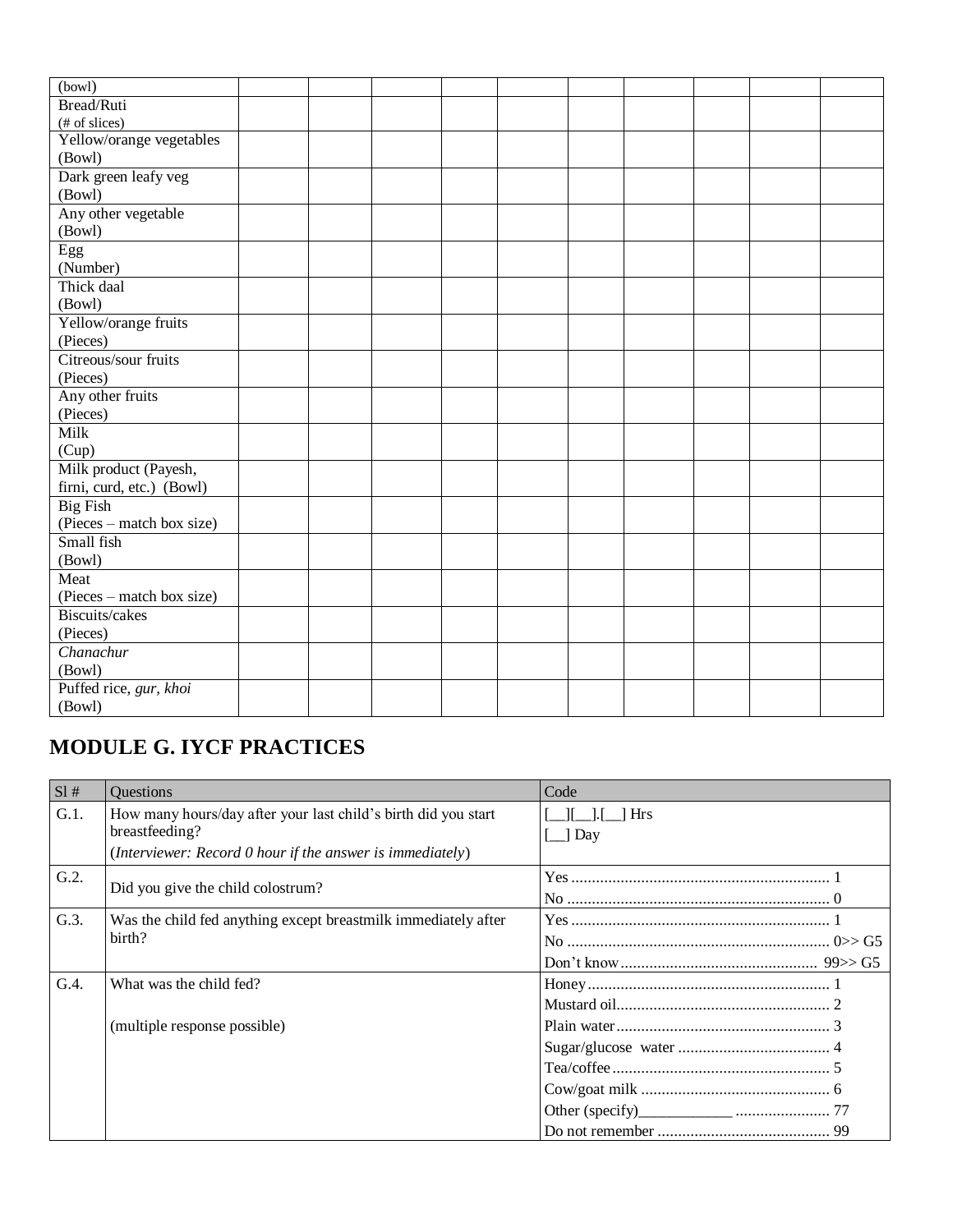| (bowl) | | | | | | | | | | |
|---|---|---|---|---|---|---|---|---|---|---|
| Bread/Ruti<br>(# of slices) | | | | | | | | | | |
| Yellow/orange vegetables<br>(Bowl) | | | | | | | | | | |
| Dark green leafy veg<br>(Bowl) | | | | | | | | | | |
| Any other vegetable<br>(Bowl) | | | | | | | | | | |
| Egg<br>(Number) | | | | | | | | | | |
| Thick daal<br>(Bowl) | | | | | | | | | | |
| Yellow/orange fruits<br>(Pieces) | | | | | | | | | | |
| Citreous/sour fruits<br>(Pieces) | | | | | | | | | | |
| Any other fruits<br>(Pieces) | | | | | | | | | | |
| Milk<br>(Cup) | | | | | | | | | | |
| Milk product (Payesh, firni, curd, etc.) (Bowl) | | | | | | | | | | |
| Big Fish<br>(Pieces – match box size) | | | | | | | | | | |
| Small fish<br>(Bowl) | | | | | | | | | | |
| Meat<br>(Pieces – match box size) | | | | | | | | | | |
| Biscuits/cakes<br>(Pieces) | | | | | | | | | | |
| *Chanachur*<br>(Bowl) | | | | | | | | | | |
| Puffed rice, *gur, khoi*<br>(Bowl) | | | | | | | | | | |

## MODULE G. IYCF PRACTICES

| Sl # | Questions | Code |
|---|---|---|
| G.1. | How many hours/day after your last child's birth did you start breastfeeding?<br>(*Interviewer: Record 0 hour if the answer is immediately*) | [__][__].[__] Hrs<br>[__] Day |
| G.2. | Did you give the child colostrum? | Yes ............................................................ 1<br>No ............................................................. 0 |
| G.3. | Was the child fed anything except breastmilk immediately after birth? | Yes ............................................................ 1<br>No ............................................................. 0>> G5<br>Don't know ............................................. 99>> G5 |
| G.4. | What was the child fed?<br><br>(multiple response possible) | Honey ......................................................... 1<br>Mustard oil.................................................. 2<br>Plain water.................................................. 3<br>Sugar/glucose water .................................... 4<br>Tea/coffee................................................... 5<br>Cow/goat milk ............................................ 6<br>Other (specify)____________ ...................... 77<br>Do not remember ......................................... 99 |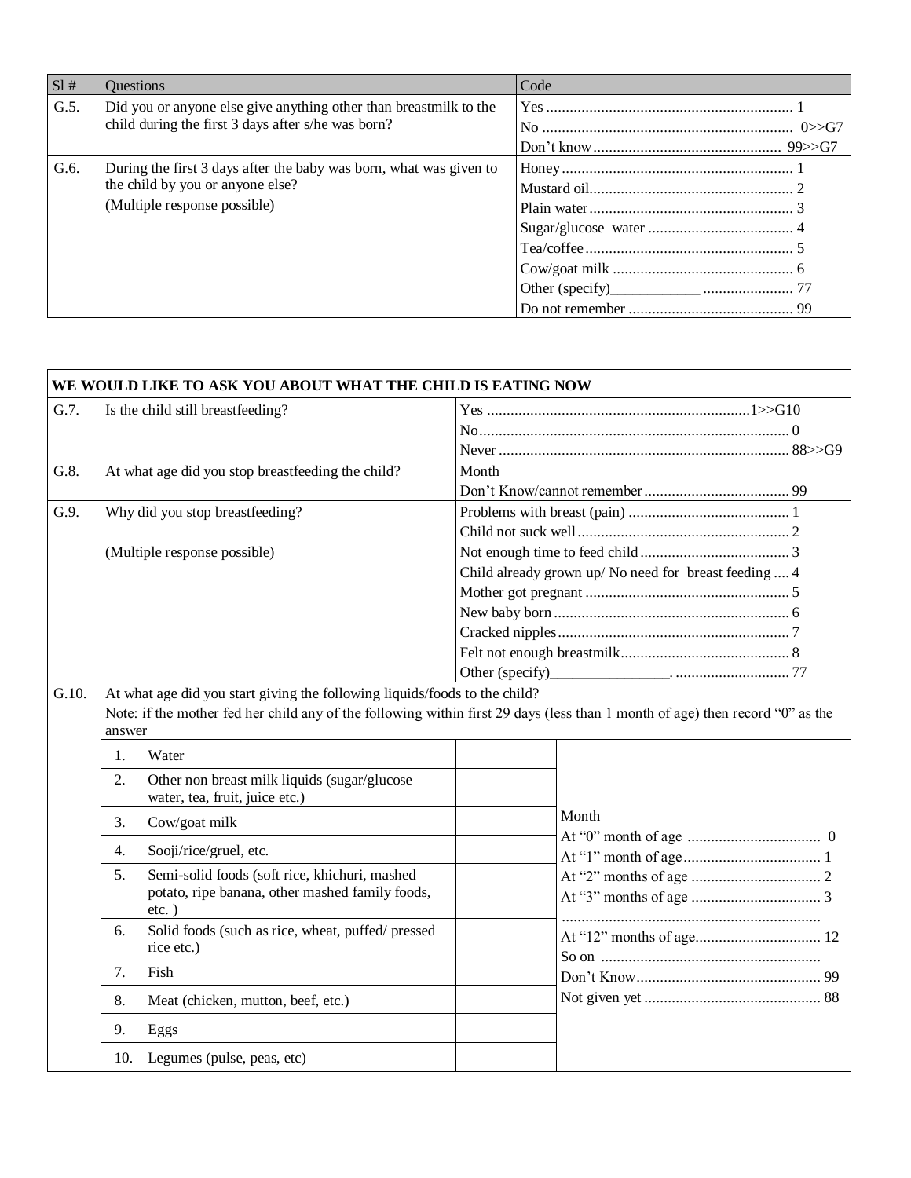| Sl # | Questions | Code |
|---|---|---|
| G.5. | Did you or anyone else give anything other than breastmilk to the child during the first 3 days after s/he was born? | Yes ............................................................... 1<br>No ............................................................... 0>>G7<br>Don't know ............................................... 99>>G7 |
| G.6. | During the first 3 days after the baby was born, what was given to the child by you or anyone else?<br>(Multiple response possible) | Honey ........................................................... 1<br>Mustard oil.................................................... 2<br>Plain water .................................................... 3<br>Sugar/glucose water ..................................... 4<br>Tea/coffee ..................................................... 5<br>Cow/goat milk .............................................. 6<br>Other (specify)____________ ....................... 77<br>Do not remember .......................................... 99 |

| WE WOULD LIKE TO ASK YOU ABOUT WHAT THE CHILD IS EATING NOW | | |
|---|---|---|
| G.7. | Is the child still breastfeeding? | Yes ...................................................................1>>G10<br>No............................................................................... 0<br>Never .......................................................................... 88>>G9 |
| G.8. | At what age did you stop breastfeeding the child? | Month<br>Don't Know/cannot remember ..................................... 99 |
| G.9. | Why did you stop breastfeeding?<br><br>(Multiple response possible) | Problems with breast (pain) ......................................... 1<br>Child not suck well ...................................................... 2<br>Not enough time to feed child ...................................... 3<br>Child already grown up/ No need for breast feeding .... 4<br>Mother got pregnant .................................................... 5<br>New baby born ............................................................ 6<br>Cracked nipples ........................................................... 7<br>Felt not enough breastmilk ........................................... 8<br>Other (specify)________________. ............................ 77 |
| G.10. | At what age did you start giving the following liquids/foods to the child?<br>Note: if the mother fed her child any of the following within first 29 days (less than 1 month of age) then record "0" as the answer | |

| | Item | Month | Code |
|---|---|---|---|
| 1. | Water | | Month<br>At "0" month of age .................................. 0<br>At "1" month of age .................................. 1<br>At "2" months of age ................................. 2<br>At "3" months of age ................................. 3<br>.................................................................<br>At "12" months of age................................ 12<br>So on .......................................................<br>Don't Know............................................... 99<br>Not given yet ............................................ 88 |
| 2. | Other non breast milk liquids (sugar/glucose water, tea, fruit, juice etc.) | | |
| 3. | Cow/goat milk | | |
| 4. | Sooji/rice/gruel, etc. | | |
| 5. | Semi-solid foods (soft rice, khichuri, mashed potato, ripe banana, other mashed family foods, etc. ) | | |
| 6. | Solid foods (such as rice, wheat, puffed/ pressed rice etc.) | | |
| 7. | Fish | | |
| 8. | Meat (chicken, mutton, beef, etc.) | | |
| 9. | Eggs | | |
| 10. | Legumes (pulse, peas, etc) | | |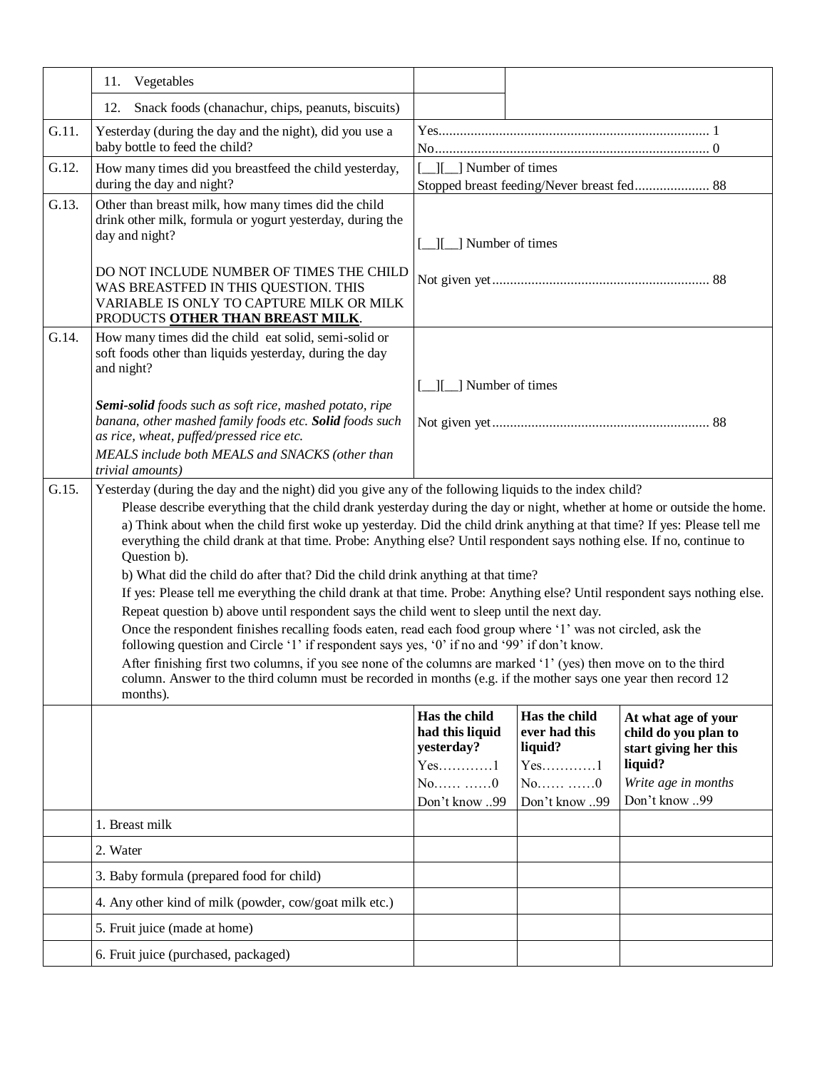| | | | |
|---|---|---|---|
| | 11. Vegetables | | |
| | 12. Snack foods (chanachur, chips, peanuts, biscuits) | | |
| G.11. | Yesterday (during the day and the night), did you use a baby bottle to feed the child? | Yes............................................................................ 1<br>No............................................................................. 0 | |
| G.12. | How many times did you breastfeed the child yesterday, during the day and night? | [__][__] Number of times<br>Stopped breast feeding/Never breast fed..................... 88 | |
| G.13. | Other than breast milk, how many times did the child drink other milk, formula or yogurt yesterday, during the day and night?<br><br>DO NOT INCLUDE NUMBER OF TIMES THE CHILD WAS BREASTFED IN THIS QUESTION. THIS VARIABLE IS ONLY TO CAPTURE MILK OR MILK PRODUCTS **<u>OTHER THAN BREAST MILK</u>**. | [__][__] Number of times<br><br>Not given yet............................................................. 88 | |
| G.14. | How many times did the child eat solid, semi-solid or soft foods other than liquids yesterday, during the day and night?<br><br>***Semi-solid*** *foods such as soft rice, mashed potato, ripe banana, other mashed family foods etc.* ***Solid*** *foods such as rice, wheat, puffed/pressed rice etc.*<br>*MEALS include both MEALS and SNACKS (other than trivial amounts)* | [__][__] Number of times<br><br>Not given yet............................................................. 88 | |

| | | | | |
|---|---|---|---|---|
| G.15. | Yesterday (during the day and the night) did you give any of the following liquids to the index child?<br>Please describe everything that the child drank yesterday during the day or night, whether at home or outside the home.<br>a) Think about when the child first woke up yesterday. Did the child drink anything at that time? If yes: Please tell me everything the child drank at that time. Probe: Anything else? Until respondent says nothing else. If no, continue to Question b).<br>b) What did the child do after that? Did the child drink anything at that time?<br>If yes: Please tell me everything the child drank at that time. Probe: Anything else? Until respondent says nothing else.<br>Repeat question b) above until respondent says the child went to sleep until the next day.<br>Once the respondent finishes recalling foods eaten, read each food group where '1' was not circled, ask the following question and Circle '1' if respondent says yes, '0' if no and '99' if don't know.<br>After finishing first two columns, if you see none of the columns are marked '1' (yes) then move on to the third column. Answer to the third column must be recorded in months (e.g. if the mother says one year then record 12 months). | | | |
| | | **Has the child had this liquid yesterday?**<br>Yes…………1<br>No…… ……0<br>Don't know ..99 | **Has the child ever had this liquid?**<br>Yes…………1<br>No…… ……0<br>Don't know ..99 | **At what age of your child do you plan to start giving her this liquid?**<br>*Write age in months*<br>Don't know ..99 |
| | 1. Breast milk | | | |
| | 2. Water | | | |
| | 3. Baby formula (prepared food for child) | | | |
| | 4. Any other kind of milk (powder, cow/goat milk etc.) | | | |
| | 5. Fruit juice (made at home) | | | |
| | 6. Fruit juice (purchased, packaged) | | | |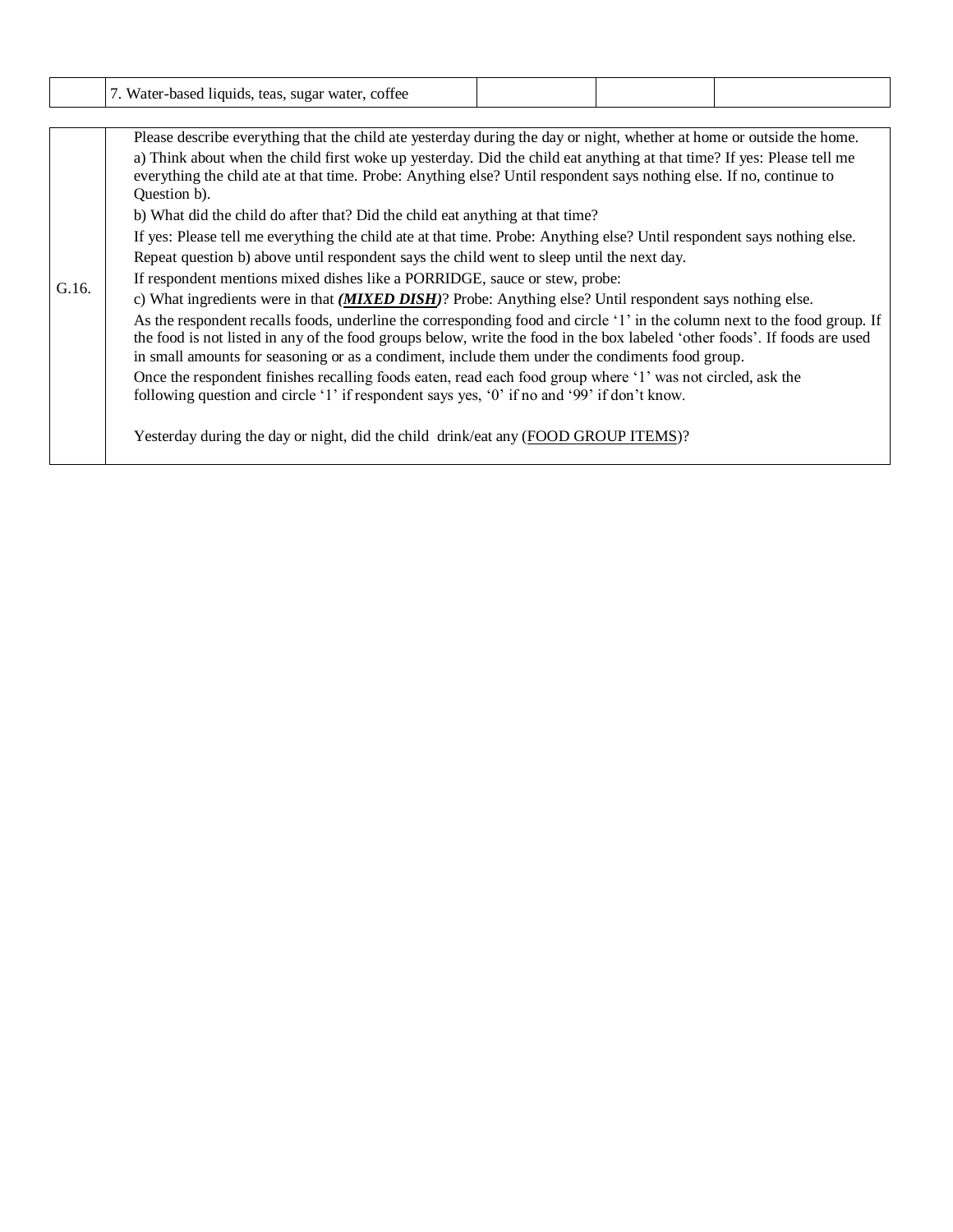| | | | | |
|---|---|---|---|---|
| | 7. Water-based liquids, teas, sugar water, coffee | | | |

| | |
|---|---|
| G.16. | Please describe everything that the child ate yesterday during the day or night, whether at home or outside the home.<br>a) Think about when the child first woke up yesterday. Did the child eat anything at that time? If yes: Please tell me everything the child ate at that time. Probe: Anything else? Until respondent says nothing else. If no, continue to Question b).<br>b) What did the child do after that? Did the child eat anything at that time?<br>If yes: Please tell me everything the child ate at that time. Probe: Anything else? Until respondent says nothing else.<br>Repeat question b) above until respondent says the child went to sleep until the next day.<br>If respondent mentions mixed dishes like a PORRIDGE, sauce or stew, probe:<br>c) What ingredients were in that ***(MIXED DISH)***? Probe: Anything else? Until respondent says nothing else.<br>As the respondent recalls foods, underline the corresponding food and circle '1' in the column next to the food group. If the food is not listed in any of the food groups below, write the food in the box labeled 'other foods'. If foods are used in small amounts for seasoning or as a condiment, include them under the condiments food group.<br>Once the respondent finishes recalling foods eaten, read each food group where '1' was not circled, ask the following question and circle '1' if respondent says yes, '0' if no and '99' if don't know.<br><br>Yesterday during the day or night, did the child drink/eat any (FOOD GROUP ITEMS)? |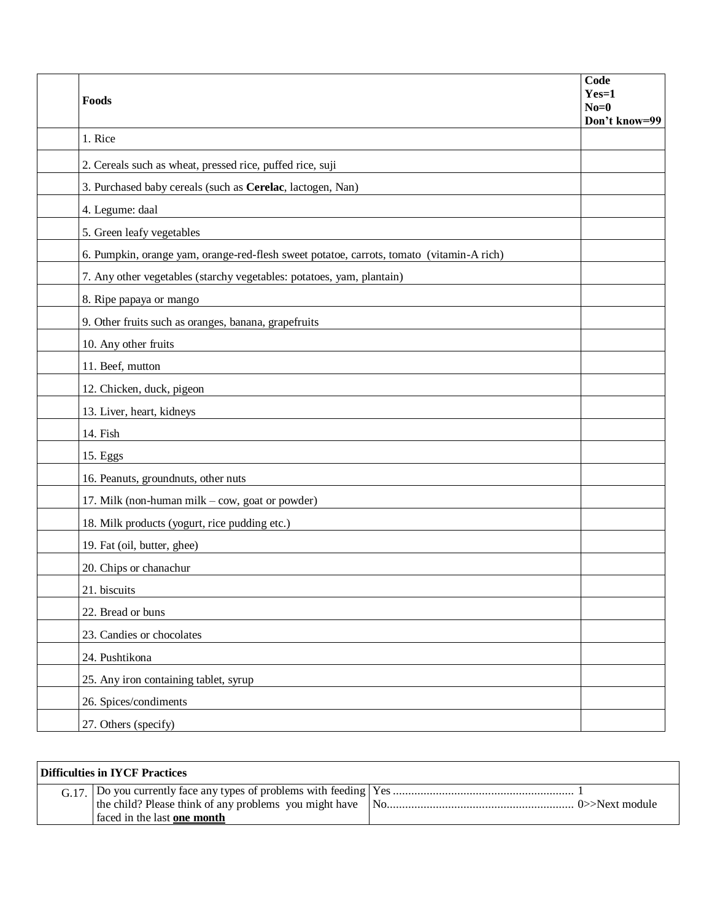| | Foods | Code<br>Yes=1<br>No=0<br>Don't know=99 |
|---|---|---|
| | 1. Rice | |
| | 2. Cereals such as wheat, pressed rice, puffed rice, suji | |
| | 3. Purchased baby cereals (such as **Cerelac**, lactogen, Nan) | |
| | 4. Legume: daal | |
| | 5. Green leafy vegetables | |
| | 6. Pumpkin, orange yam, orange-red-flesh sweet potatoe, carrots, tomato (vitamin-A rich) | |
| | 7. Any other vegetables (starchy vegetables: potatoes, yam, plantain) | |
| | 8. Ripe papaya or mango | |
| | 9. Other fruits such as oranges, banana, grapefruits | |
| | 10. Any other fruits | |
| | 11. Beef, mutton | |
| | 12. Chicken, duck, pigeon | |
| | 13. Liver, heart, kidneys | |
| | 14. Fish | |
| | 15. Eggs | |
| | 16. Peanuts, groundnuts, other nuts | |
| | 17. Milk (non-human milk – cow, goat or powder) | |
| | 18. Milk products (yogurt, rice pudding etc.) | |
| | 19. Fat (oil, butter, ghee) | |
| | 20. Chips or chanachur | |
| | 21. biscuits | |
| | 22. Bread or buns | |
| | 23. Candies or chocolates | |
| | 24. Pushtikona | |
| | 25. Any iron containing tablet, syrup | |
| | 26. Spices/condiments | |
| | 27. Others (specify) | |

| **Difficulties in IYCF Practices** | | |
|---|---|---|
| G.17. | Do you currently face any types of problems with feeding the child? Please think of any problems you might have faced in the last **one month** | Yes ........................................................... 1<br>No............................................................. 0>>Next module |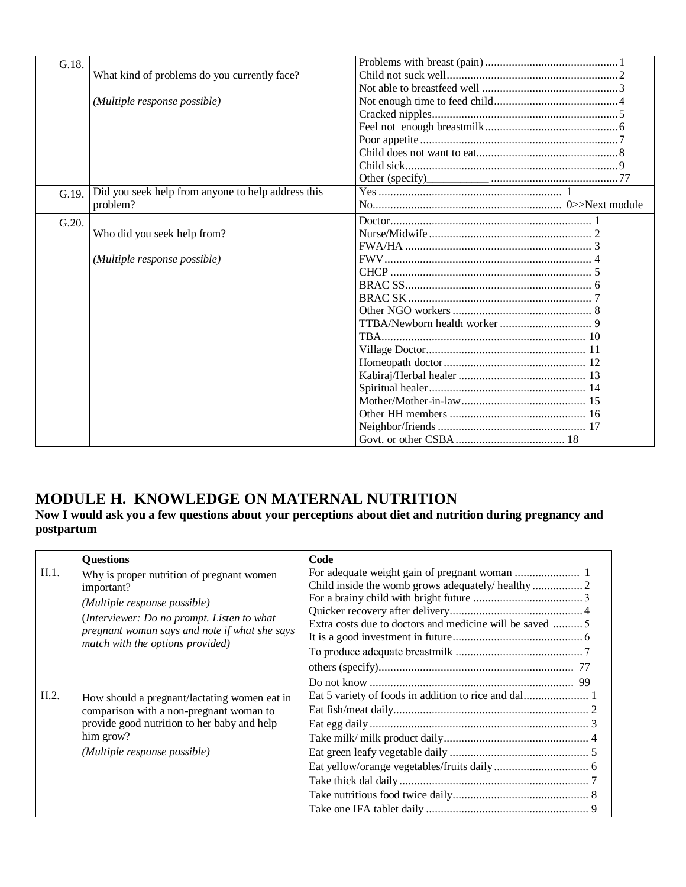| | | |
|---|---|---|
| G.18. | What kind of problems do you currently face?<br><br>*(Multiple response possible)* | Problems with breast (pain) ............................................1<br>Child not suck well..........................................................2<br>Not able to breastfeed well .............................................3<br>Not enough time to feed child..........................................4<br>Cracked nipples...............................................................5<br>Feel not enough breastmilk.............................................6<br>Poor appetite ..................................................................7<br>Child does not want to eat................................................8<br>Child sick........................................................................9<br>Other (specify)___________ ..........................................77 |
| G.19. | Did you seek help from anyone to help address this problem? | Yes ............................................................. 1<br>No................................................................ 0>>Next module |
| G.20. | Who did you seek help from?<br><br>*(Multiple response possible)* | Doctor.................................................................. 1<br>Nurse/Midwife ....................................................... 2<br>FWA/HA ............................................................... 3<br>FWV...................................................................... 4<br>CHCP .................................................................... 5<br>BRAC SS............................................................... 6<br>BRAC SK .............................................................. 7<br>Other NGO workers ............................................... 8<br>TTBA/Newborn health worker ............................... 9<br>TBA..................................................................... 10<br>Village Doctor...................................................... 11<br>Homeopath doctor ................................................ 12<br>Kabiraj/Herbal healer ........................................... 13<br>Spiritual healer..................................................... 14<br>Mother/Mother-in-law.......................................... 15<br>Other HH members .............................................. 16<br>Neighbor/friends .................................................. 17<br>Govt. or other CSBA..................................... 18 |

# MODULE H. KNOWLEDGE ON MATERNAL NUTRITION

**Now I would ask you a few questions about your perceptions about diet and nutrition during pregnancy and postpartum**

| | Questions | Code |
|---|---|---|
| H.1. | Why is proper nutrition of pregnant women important?<br>*(Multiple response possible)*<br>*(Interviewer: Do no prompt. Listen to what pregnant woman says and note if what she says match with the options provided)* | For adequate weight gain of pregnant woman ...................... 1<br>Child inside the womb grows adequately/ healthy ................. 2<br>For a brainy child with bright future ..................................... 3<br>Quicker recovery after delivery............................................. 4<br>Extra costs due to doctors and medicine will be saved .......... 5<br>It is a good investment in future............................................ 6<br>To produce adequate breastmilk ........................................... 7<br>others (specify)................................................................. 77<br>Do not know .................................................................... 99 |
| H.2. | How should a pregnant/lactating women eat in comparison with a non-pregnant woman to provide good nutrition to her baby and help him grow?<br>*(Multiple response possible)* | Eat 5 variety of foods in addition to rice and dal...................... 1<br>Eat fish/meat daily.................................................................. 2<br>Eat egg daily .......................................................................... 3<br>Take milk/ milk product daily................................................. 4<br>Eat green leafy vegetable daily ............................................... 5<br>Eat yellow/orange vegetables/fruits daily ................................ 6<br>Take thick dal daily................................................................ 7<br>Take nutritious food twice daily.............................................. 8<br>Take one IFA tablet daily ....................................................... 9 |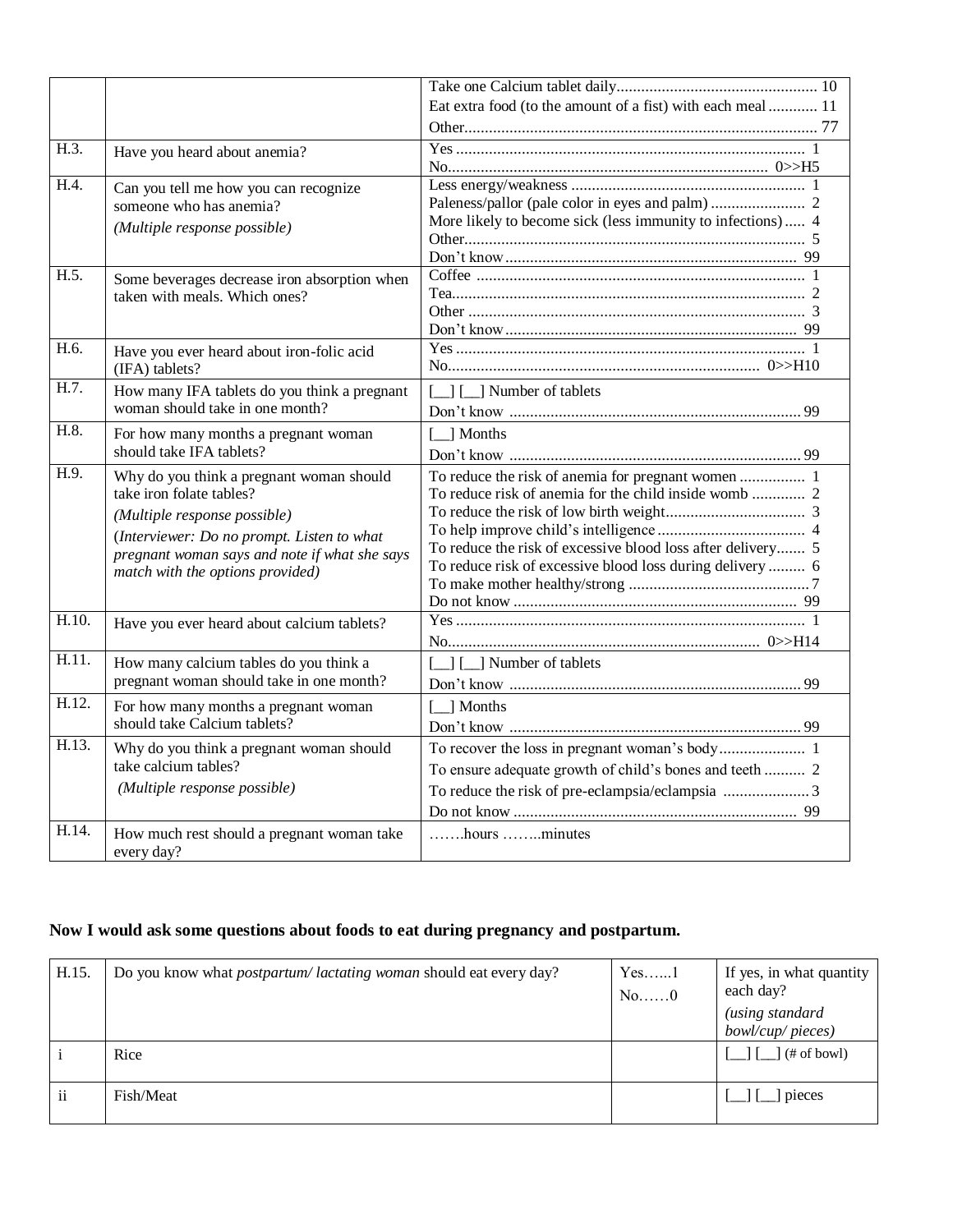| | | |
|---|---|---|
| | | Take one Calcium tablet daily................................................ 10<br>Eat extra food (to the amount of a fist) with each meal ............ 11<br>Other...................................................................................... 77 |
| H.3. | Have you heard about anemia? | Yes .................................................................................. 1<br>No............................................................................. 0>>H5 |
| H.4. | Can you tell me how you can recognize someone who has anemia?<br>*(Multiple response possible)* | Less energy/weakness ........................................................ 1<br>Paleness/pallor (pale color in eyes and palm) ....................... 2<br>More likely to become sick (less immunity to infections)..... 4<br>Other.................................................................................. 5<br>Don't know...................................................................... 99 |
| H.5. | Some beverages decrease iron absorption when taken with meals. Which ones? | Coffee ................................................................................ 1<br>Tea..................................................................................... 2<br>Other ................................................................................. 3<br>Don't know....................................................................... 99 |
| H.6. | Have you ever heard about iron-folic acid (IFA) tablets? | Yes .................................................................................... 1<br>No........................................................................... 0>>H10 |
| H.7. | How many IFA tablets do you think a pregnant woman should take in one month? | [__] [__] Number of tablets<br>Don't know ...................................................................... 99 |
| H.8. | For how many months a pregnant woman should take IFA tablets? | [__] Months<br>Don't know ...................................................................... 99 |
| H.9. | Why do you think a pregnant woman should take iron folate tables?<br>*(Multiple response possible)*<br>*(Interviewer: Do no prompt. Listen to what pregnant woman says and note if what she says match with the options provided)* | To reduce the risk of anemia for pregnant women ................ 1<br>To reduce risk of anemia for the child inside womb ............. 2<br>To reduce the risk of low birth weight.................................. 3<br>To help improve child's intelligence.................................... 4<br>To reduce the risk of excessive blood loss after delivery....... 5<br>To reduce risk of excessive blood loss during delivery ......... 6<br>To make mother healthy/strong ............................................ 7<br>Do not know .................................................................... 99 |
| H.10. | Have you ever heard about calcium tablets? | Yes .................................................................................... 1<br>No........................................................................... 0>>H14 |
| H.11. | How many calcium tables do you think a pregnant woman should take in one month? | [__] [__] Number of tablets<br>Don't know ...................................................................... 99 |
| H.12. | For how many months a pregnant woman should take Calcium tablets? | [__] Months<br>Don't know ...................................................................... 99 |
| H.13. | Why do you think a pregnant woman should take calcium tables?<br>*(Multiple response possible)* | To recover the loss in pregnant woman's body..................... 1<br>To ensure adequate growth of child's bones and teeth .......... 2<br>To reduce the risk of pre-eclampsia/eclampsia ..................... 3<br>Do not know .................................................................... 99 |
| H.14. | How much rest should a pregnant woman take every day? | …….hours ……..minutes |

**Now I would ask some questions about foods to eat during pregnancy and postpartum.**

| H.15. | Do you know what *postpartum/ lactating woman* should eat every day? | Yes…...1<br>No……0 | If yes, in what quantity each day?<br>*(using standard bowl/cup/ pieces)* |
|---|---|---|---|
| i | Rice | | [__] [__] (# of bowl) |
| ii | Fish/Meat | | [__] [__] pieces |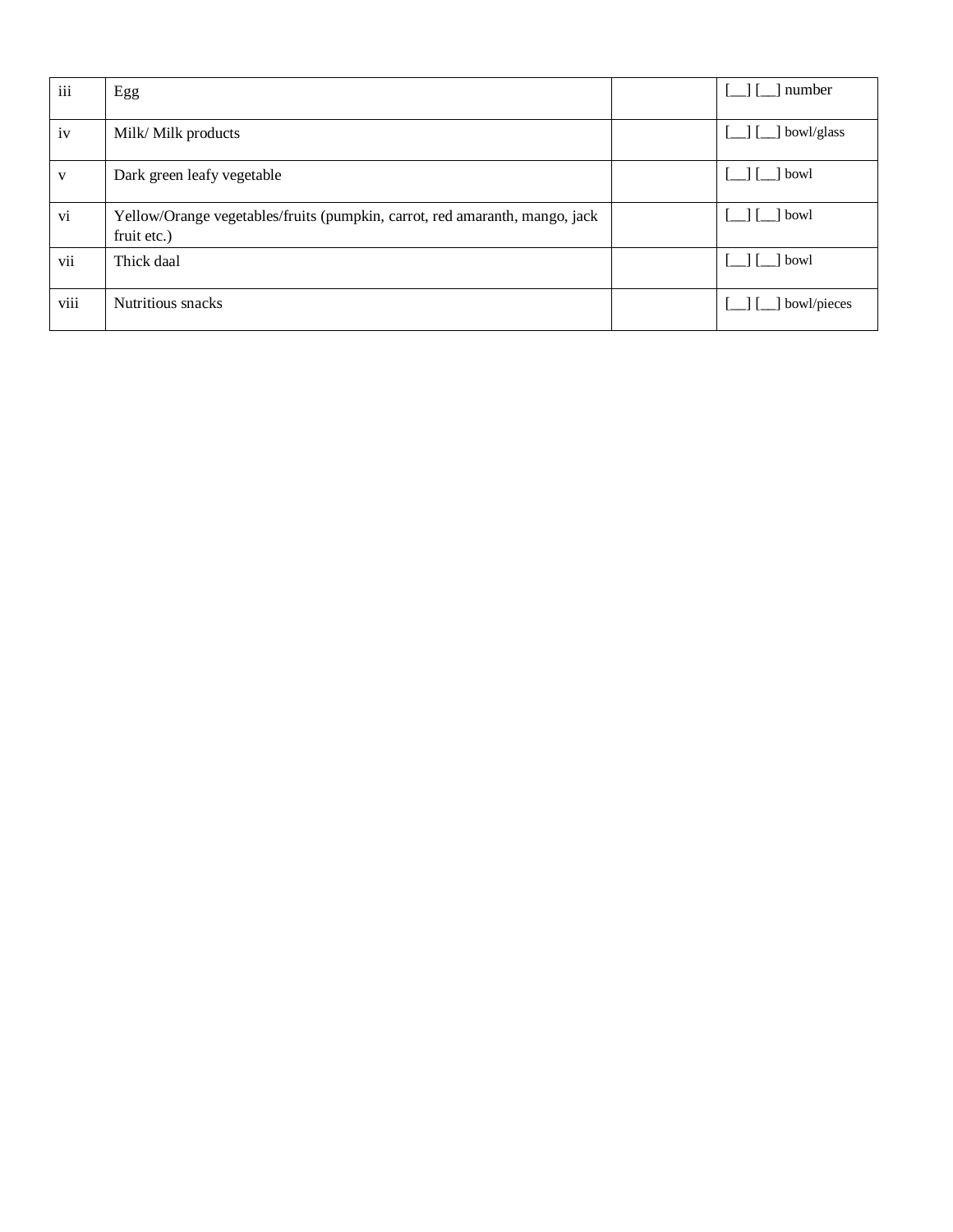| | | | |
|---|---|---|---|
| iii | Egg | | [__] [__] number |
| iv | Milk/ Milk products | | [__] [__] bowl/glass |
| v | Dark green leafy vegetable | | [__] [__] bowl |
| vi | Yellow/Orange vegetables/fruits (pumpkin, carrot, red amaranth, mango, jack fruit etc.) | | [__] [__] bowl |
| vii | Thick daal | | [__] [__] bowl |
| viii | Nutritious snacks | | [__] [__] bowl/pieces |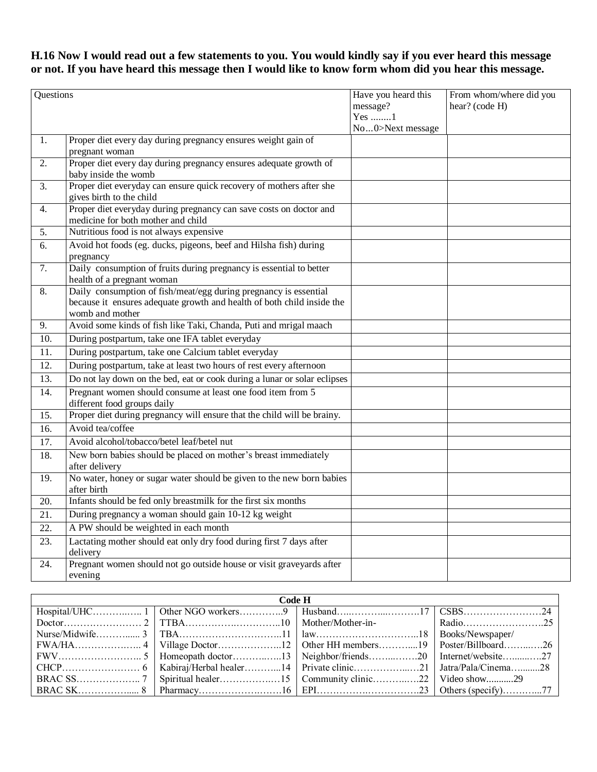**H.16 Now I would read out a few statements to you. You would kindly say if you ever heard this message or not. If you have heard this message then I would like to know form whom did you hear this message.**

| Questions | | Have you heard this message? Yes ........1 No...0>Next message | From whom/where did you hear? (code H) |
|---|---|---|---|
| 1. | Proper diet every day during pregnancy ensures weight gain of pregnant woman | | |
| 2. | Proper diet every day during pregnancy ensures adequate growth of baby inside the womb | | |
| 3. | Proper diet everyday can ensure quick recovery of mothers after she gives birth to the child | | |
| 4. | Proper diet everyday during pregnancy can save costs on doctor and medicine for both mother and child | | |
| 5. | Nutritious food is not always expensive | | |
| 6. | Avoid hot foods (eg. ducks, pigeons, beef and Hilsha fish) during pregnancy | | |
| 7. | Daily consumption of fruits during pregnancy is essential to better health of a pregnant woman | | |
| 8. | Daily consumption of fish/meat/egg during pregnancy is essential because it ensures adequate growth and health of both child inside the womb and mother | | |
| 9. | Avoid some kinds of fish like Taki, Chanda, Puti and mrigal maach | | |
| 10. | During postpartum, take one IFA tablet everyday | | |
| 11. | During postpartum, take one Calcium tablet everyday | | |
| 12. | During postpartum, take at least two hours of rest every afternoon | | |
| 13. | Do not lay down on the bed, eat or cook during a lunar or solar eclipses | | |
| 14. | Pregnant women should consume at least one food item from 5 different food groups daily | | |
| 15. | Proper diet during pregnancy will ensure that the child will be brainy. | | |
| 16. | Avoid tea/coffee | | |
| 17. | Avoid alcohol/tobacco/betel leaf/betel nut | | |
| 18. | New born babies should be placed on mother's breast immediately after delivery | | |
| 19. | No water, honey or sugar water should be given to the new born babies after birth | | |
| 20. | Infants should be fed only breastmilk for the first six months | | |
| 21. | During pregnancy a woman should gain 10-12 kg weight | | |
| 22. | A PW should be weighted in each month | | |
| 23. | Lactating mother should eat only dry food during first 7 days after delivery | | |
| 24. | Pregnant women should not go outside house or visit graveyards after evening | | |

| Code H | | | |
|---|---|---|---|
| Hospital/UHC……….….. 1 | Other NGO workers…………..9 | Husband…..………...……….17 | CSBS……………………24 |
| Doctor…………………… 2 | TTBA…………….…………..10 | Mother/Mother-in-law…………………………..18 | Radio…………………….25 |
| Nurse/Midwife……….... 3 | TBA…………………………..11 | | Books/Newspaper/ |
| FWA/HA…………….….. 4 | Village Doctor………………..12 | Other HH members………....19 | Poster/Billboard……..….26 |
| FWV…………………….. 5 | Homeopath doctor………..…..13 | Neighbor/friends……..…….20 | Internet/website…......….27 |
| CHCP…………………… 6 | Kabiraj/Herbal healer………...14 | Private clinic……………..…21 | Jatra/Pala/Cinema…........28 |
| BRAC SS……………….. 7 | Spiritual healer…………….…15 | Community clinic……….….22 | Video show...........29 |
| BRAC SK……………..... 8 | Pharmacy………………….…16 | EPI…………….……………..23 | Others (specify)………...77 |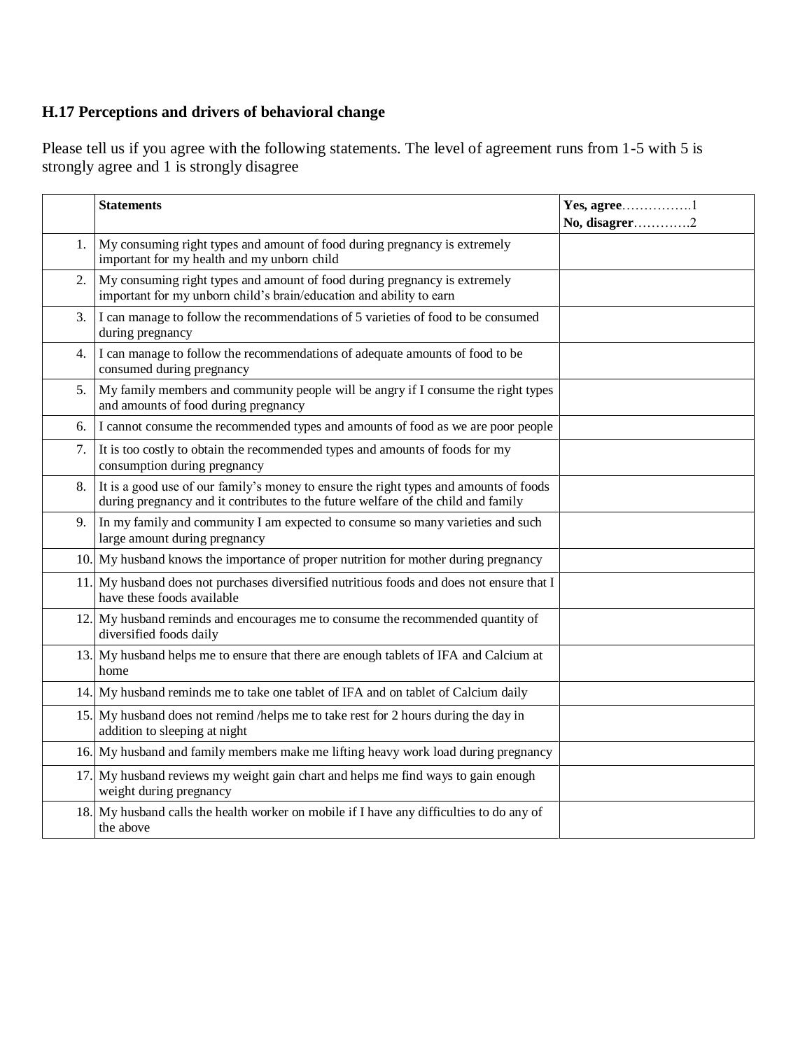### H.17 Perceptions and drivers of behavioral change

Please tell us if you agree with the following statements. The level of agreement runs from 1-5 with 5 is strongly agree and 1 is strongly disagree

| | **Statements** | **Yes, agree**…………….1<br>**No, disagrer**…………2 |
|---|---|---|
| 1. | My consuming right types and amount of food during pregnancy is extremely important for my health and my unborn child | |
| 2. | My consuming right types and amount of food during pregnancy is extremely important for my unborn child's brain/education and ability to earn | |
| 3. | I can manage to follow the recommendations of 5 varieties of food to be consumed during pregnancy | |
| 4. | I can manage to follow the recommendations of adequate amounts of food to be consumed during pregnancy | |
| 5. | My family members and community people will be angry if I consume the right types and amounts of food during pregnancy | |
| 6. | I cannot consume the recommended types and amounts of food as we are poor people | |
| 7. | It is too costly to obtain the recommended types and amounts of foods for my consumption during pregnancy | |
| 8. | It is a good use of our family's money to ensure the right types and amounts of foods during pregnancy and it contributes to the future welfare of the child and family | |
| 9. | In my family and community I am expected to consume so many varieties and such large amount during pregnancy | |
| 10. | My husband knows the importance of proper nutrition for mother during pregnancy | |
| 11. | My husband does not purchases diversified nutritious foods and does not ensure that I have these foods available | |
| 12. | My husband reminds and encourages me to consume the recommended quantity of diversified foods daily | |
| 13. | My husband helps me to ensure that there are enough tablets of IFA and Calcium at home | |
| 14. | My husband reminds me to take one tablet of IFA and on tablet of Calcium daily | |
| 15. | My husband does not remind /helps me to take rest for 2 hours during the day in addition to sleeping at night | |
| 16. | My husband and family members make me lifting heavy work load during pregnancy | |
| 17. | My husband reviews my weight gain chart and helps me find ways to gain enough weight during pregnancy | |
| 18. | My husband calls the health worker on mobile if I have any difficulties to do any of the above | |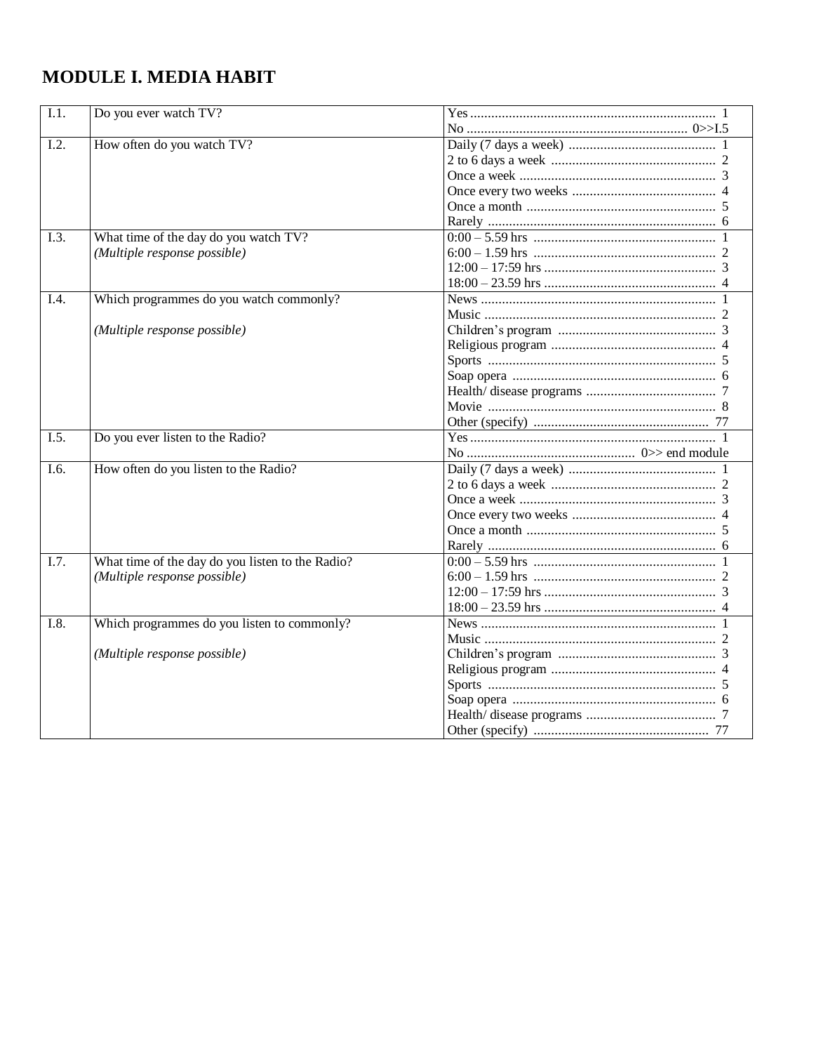# MODULE I. MEDIA HABIT

| | | |
|---|---|---|
| I.1. | Do you ever watch TV? | Yes ...... 1<br>No ...... 0>>I.5 |
| I.2. | How often do you watch TV? | Daily (7 days a week) ...... 1<br>2 to 6 days a week ...... 2<br>Once a week ...... 3<br>Once every two weeks ...... 4<br>Once a month ...... 5<br>Rarely ...... 6 |
| I.3. | What time of the day do you watch TV?<br>*(Multiple response possible)* | 0:00 – 5.59 hrs ...... 1<br>6:00 – 1.59 hrs ...... 2<br>12:00 – 17:59 hrs ...... 3<br>18:00 – 23.59 hrs ...... 4 |
| I.4. | Which programmes do you watch commonly?<br><br>*(Multiple response possible)* | News ...... 1<br>Music ...... 2<br>Children's program ...... 3<br>Religious program ...... 4<br>Sports ...... 5<br>Soap opera ...... 6<br>Health/ disease programs ...... 7<br>Movie ...... 8<br>Other (specify) ...... 77 |
| I.5. | Do you ever listen to the Radio? | Yes ...... 1<br>No ...... 0>> end module |
| I.6. | How often do you listen to the Radio? | Daily (7 days a week) ...... 1<br>2 to 6 days a week ...... 2<br>Once a week ...... 3<br>Once every two weeks ...... 4<br>Once a month ...... 5<br>Rarely ...... 6 |
| I.7. | What time of the day do you listen to the Radio?<br>*(Multiple response possible)* | 0:00 – 5.59 hrs ...... 1<br>6:00 – 1.59 hrs ...... 2<br>12:00 – 17:59 hrs ...... 3<br>18:00 – 23.59 hrs ...... 4 |
| I.8. | Which programmes do you listen to commonly?<br><br>*(Multiple response possible)* | News ...... 1<br>Music ...... 2<br>Children's program ...... 3<br>Religious program ...... 4<br>Sports ...... 5<br>Soap opera ...... 6<br>Health/ disease programs ...... 7<br>Other (specify) ...... 77 |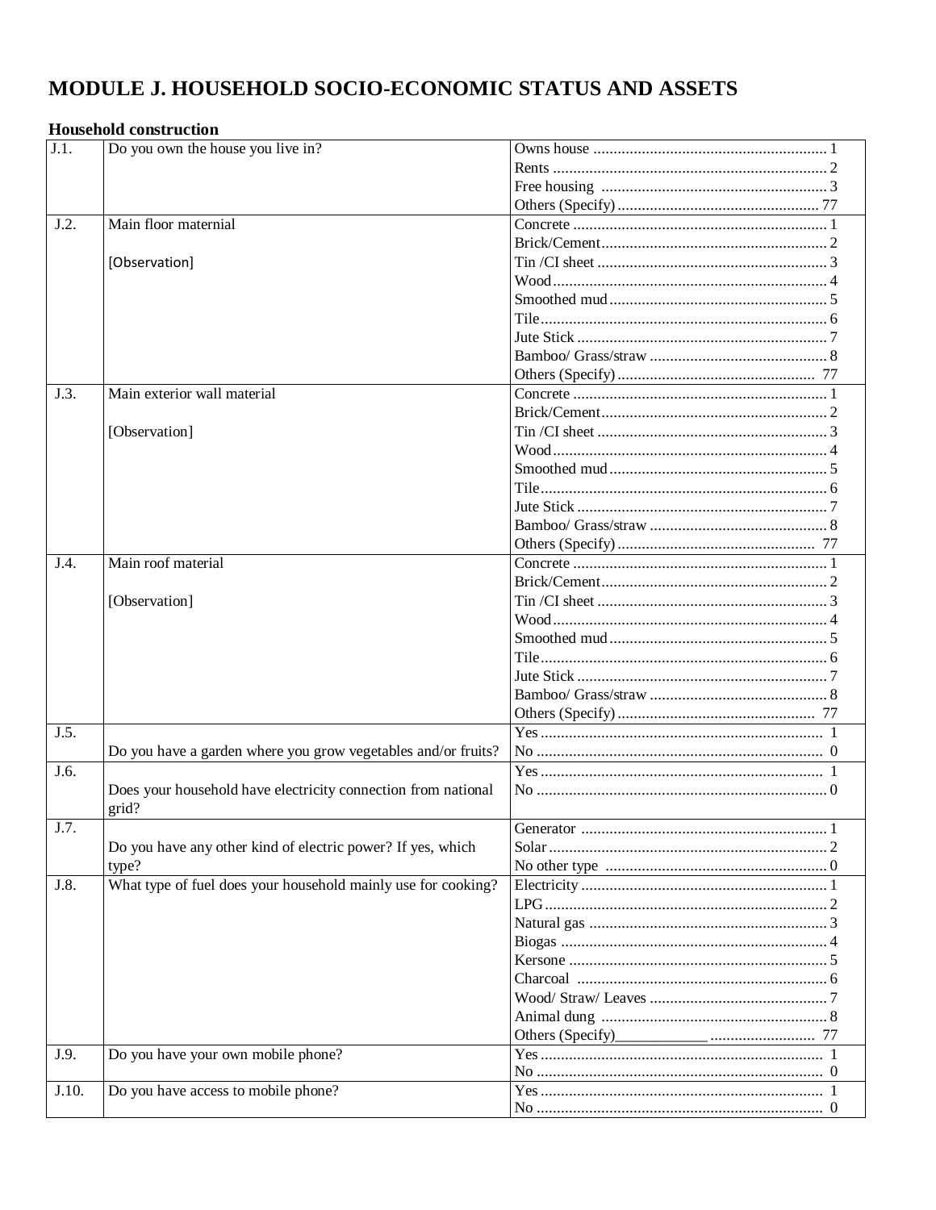# MODULE J. HOUSEHOLD SOCIO-ECONOMIC STATUS AND ASSETS

**Household construction**

| | | |
|---|---|---|
| J.1. | Do you own the house you live in? | Owns house ........................................................ 1<br>Rents .................................................................. 2<br>Free housing ........................................................ 3<br>Others (Specify) ................................................. 77 |
| J.2. | Main floor maternial<br><br>[Observation] | Concrete .............................................................. 1<br>Brick/Cement........................................................ 2<br>Tin /CI sheet ......................................................... 3<br>Wood.................................................................... 4<br>Smoothed mud...................................................... 5<br>Tile....................................................................... 6<br>Jute Stick .............................................................. 7<br>Bamboo/ Grass/straw ............................................ 8<br>Others (Specify) ................................................ 77 |
| J.3. | Main exterior wall material<br><br>[Observation] | Concrete .............................................................. 1<br>Brick/Cement........................................................ 2<br>Tin /CI sheet ......................................................... 3<br>Wood.................................................................... 4<br>Smoothed mud...................................................... 5<br>Tile....................................................................... 6<br>Jute Stick .............................................................. 7<br>Bamboo/ Grass/straw ............................................ 8<br>Others (Specify) ................................................ 77 |
| J.4. | Main roof material<br><br>[Observation] | Concrete .............................................................. 1<br>Brick/Cement........................................................ 2<br>Tin /CI sheet ......................................................... 3<br>Wood.................................................................... 4<br>Smoothed mud...................................................... 5<br>Tile....................................................................... 6<br>Jute Stick .............................................................. 7<br>Bamboo/ Grass/straw ............................................ 8<br>Others (Specify) ................................................ 77 |
| J.5. | Do you have a garden where you grow vegetables and/or fruits? | Yes ...................................................................... 1<br>No ........................................................................ 0 |
| J.6. | Does your household have electricity connection from national grid? | Yes ...................................................................... 1<br>No ........................................................................ 0 |
| J.7. | Do you have any other kind of electric power? If yes, which type? | Generator ............................................................. 1<br>Solar..................................................................... 2<br>No other type ....................................................... 0 |
| J.8. | What type of fuel does your household mainly use for cooking? | Electricity ............................................................. 1<br>LPG...................................................................... 2<br>Natural gas ........................................................... 3<br>Biogas .................................................................. 4<br>Kersone ................................................................ 5<br>Charcoal .............................................................. 6<br>Wood/ Straw/ Leaves ............................................ 7<br>Animal dung ........................................................ 8<br>Others (Specify)____________ .......................... 77 |
| J.9. | Do you have your own mobile phone? | Yes ...................................................................... 1<br>No ........................................................................ 0 |
| J.10. | Do you have access to mobile phone? | Yes ...................................................................... 1<br>No ........................................................................ 0 |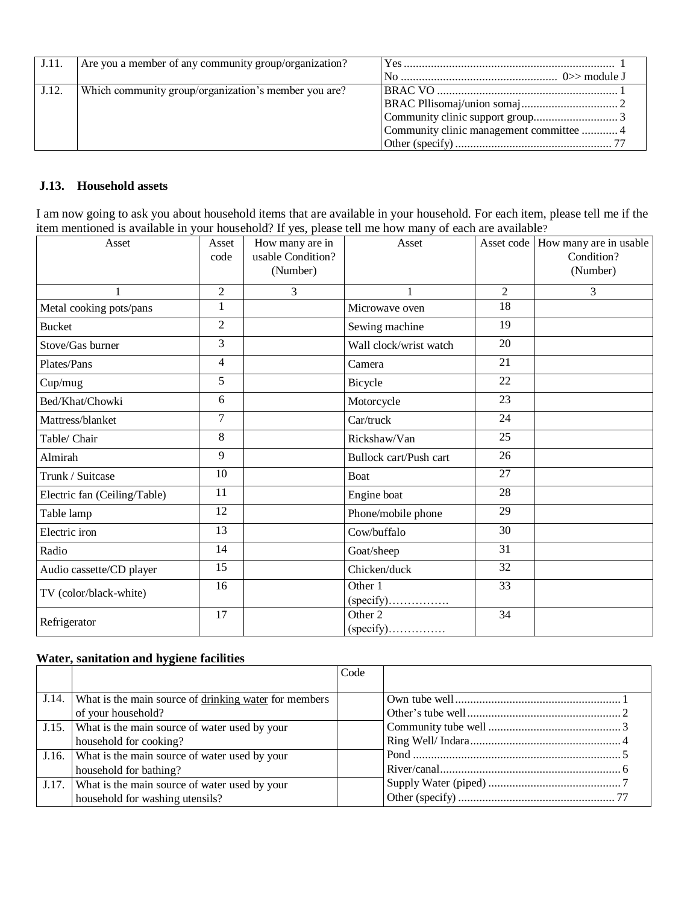| J.11. | Are you a member of any community group/organization? | Yes ........................................................................ 1<br>No ................................................... 0>> module J |
|---|---|---|
| J.12. | Which community group/organization's member you are? | BRAC VO ............................................................ 1<br>BRAC Pllisomaj/union somaj................................ 2<br>Community clinic support group............................ 3<br>Community clinic management committee ............ 4<br>Other (specify) .................................................... 77 |

### J.13. Household assets

I am now going to ask you about household items that are available in your household. For each item, please tell me if the item mentioned is available in your household? If yes, please tell me how many of each are available?

| Asset | Asset code | How many are in usable Condition? (Number) | Asset | Asset code | How many are in usable Condition? (Number) |
|---|---|---|---|---|---|
| 1 | 2 | 3 | 1 | 2 | 3 |
| Metal cooking pots/pans | 1 | | Microwave oven | 18 | |
| Bucket | 2 | | Sewing machine | 19 | |
| Stove/Gas burner | 3 | | Wall clock/wrist watch | 20 | |
| Plates/Pans | 4 | | Camera | 21 | |
| Cup/mug | 5 | | Bicycle | 22 | |
| Bed/Khat/Chowki | 6 | | Motorcycle | 23 | |
| Mattress/blanket | 7 | | Car/truck | 24 | |
| Table/ Chair | 8 | | Rickshaw/Van | 25 | |
| Almirah | 9 | | Bullock cart/Push cart | 26 | |
| Trunk / Suitcase | 10 | | Boat | 27 | |
| Electric fan (Ceiling/Table) | 11 | | Engine boat | 28 | |
| Table lamp | 12 | | Phone/mobile phone | 29 | |
| Electric iron | 13 | | Cow/buffalo | 30 | |
| Radio | 14 | | Goat/sheep | 31 | |
| Audio cassette/CD player | 15 | | Chicken/duck | 32 | |
| TV (color/black-white) | 16 | | Other 1 (specify)……………. | 33 | |
| Refrigerator | 17 | | Other 2 (specify)…………… | 34 | |

**Water, sanitation and hygiene facilities**

| | | Code | |
|---|---|---|---|
| J.14. | What is the main source of drinking water for members of your household? | | Own tube well...................................................... 1<br>Other's tube well.................................................. 2 |
| J.15. | What is the main source of water used by your household for cooking? | | Community tube well ........................................... 3<br>Ring Well/ Indara................................................. 4 |
| J.16. | What is the main source of water used by your household for bathing? | | Pond .................................................................... 5<br>River/canal........................................................... 6 |
| J.17. | What is the main source of water used by your household for washing utensils? | | Supply Water (piped) ........................................... 7<br>Other (specify) .................................................... 77 |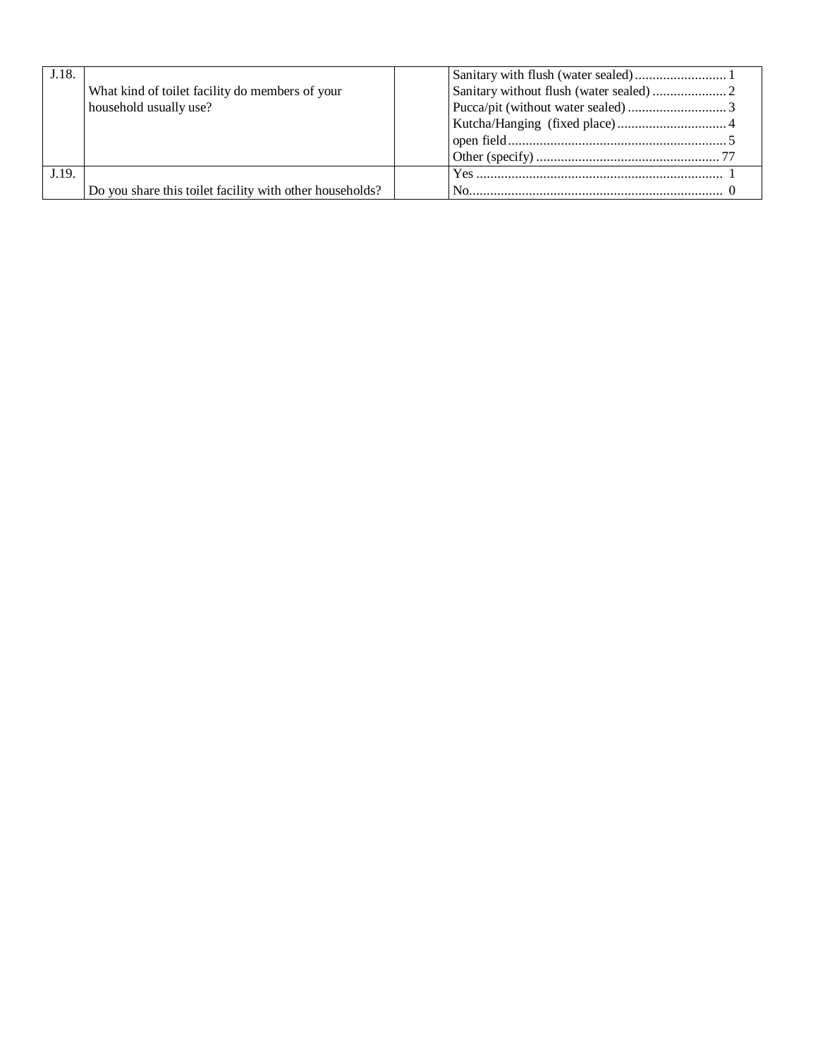| | | | |
|---|---|---|---|
| J.18. | What kind of toilet facility do members of your household usually use? | | Sanitary with flush (water sealed) .......................... 1<br>Sanitary without flush (water sealed) ..................... 2<br>Pucca/pit (without water sealed) ............................ 3<br>Kutcha/Hanging (fixed place) ............................... 4<br>open field .............................................................. 5<br>Other (specify) .................................................... 77 |
| J.19. | Do you share this toilet facility with other households? | | Yes ...................................................................... 1<br>No......................................................................... 0 |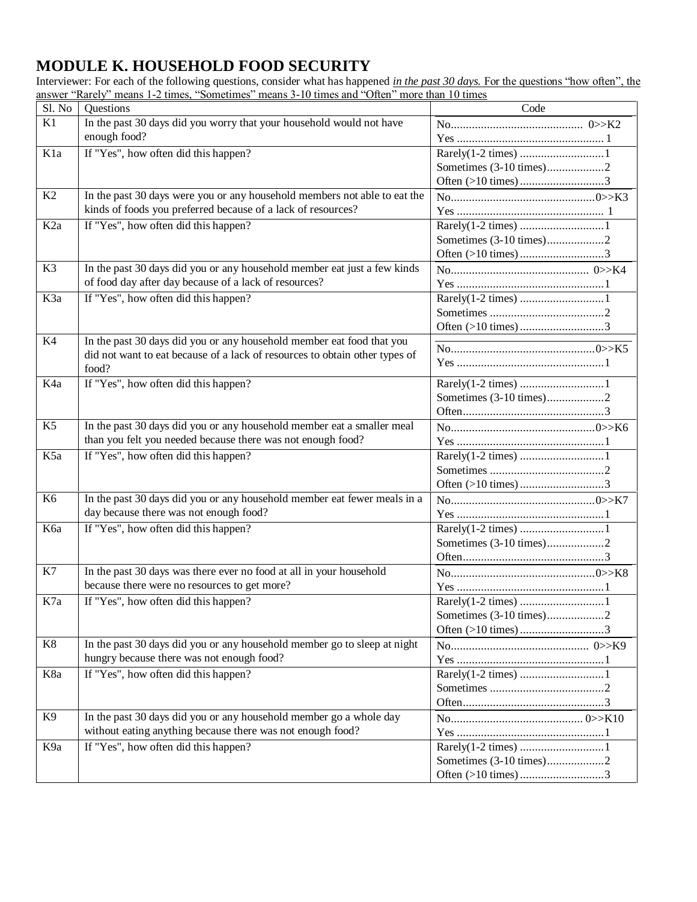# MODULE K. HOUSEHOLD FOOD SECURITY

Interviewer: For each of the following questions, consider what has happened <u>*in the past 30 days.*</u> <u>For the questions "how often", the answer "Rarely" means 1-2 times, "Sometimes" means 3-10 times and "Often" more than 10 times</u>

| Sl. No | Questions | Code |
|---|---|---|
| K1 | In the past 30 days did you worry that your household would not have enough food? | No.......................................... 0>>K2<br>Yes ................................................ 1 |
| K1a | If "Yes", how often did this happen? | Rarely(1-2 times) ............................1<br>Sometimes (3-10 times)...................2<br>Often (>10 times) ............................3 |
| K2 | In the past 30 days were you or any household members not able to eat the kinds of foods you preferred because of a lack of resources? | No................................................0>>K3<br>Yes ................................................ 1 |
| K2a | If "Yes", how often did this happen? | Rarely(1-2 times) ............................1<br>Sometimes (3-10 times)...................2<br>Often (>10 times) ............................3 |
| K3 | In the past 30 days did you or any household member eat just a few kinds of food day after day because of a lack of resources? | No.............................................. 0>>K4<br>Yes ................................................1 |
| K3a | If "Yes", how often did this happen? | Rarely(1-2 times) ............................1<br>Sometimes ......................................2<br>Often (>10 times) ............................3 |
| K4 | In the past 30 days did you or any household member eat food that you did not want to eat because of a lack of resources to obtain other types of food? | No................................................0>>K5<br>Yes ................................................1 |
| K4a | If "Yes", how often did this happen? | Rarely(1-2 times) ............................1<br>Sometimes (3-10 times)...................2<br>Often...............................................3 |
| K5 | In the past 30 days did you or any household member eat a smaller meal than you felt you needed because there was not enough food? | No................................................0>>K6<br>Yes ................................................1 |
| K5a | If "Yes", how often did this happen? | Rarely(1-2 times) ............................1<br>Sometimes ......................................2<br>Often (>10 times) ............................3 |
| K6 | In the past 30 days did you or any household member eat fewer meals in a day because there was not enough food? | No................................................0>>K7<br>Yes ................................................1 |
| K6a | If "Yes", how often did this happen? | Rarely(1-2 times) ............................1<br>Sometimes (3-10 times)...................2<br>Often...............................................3 |
| K7 | In the past 30 days was there ever no food at all in your household because there were no resources to get more? | No................................................0>>K8<br>Yes ................................................1 |
| K7a | If "Yes", how often did this happen? | Rarely(1-2 times) ............................1<br>Sometimes (3-10 times)...................2<br>Often (>10 times) ............................3 |
| K8 | In the past 30 days did you or any household member go to sleep at night hungry because there was not enough food? | No.............................................. 0>>K9<br>Yes ................................................1 |
| K8a | If "Yes", how often did this happen? | Rarely(1-2 times) ............................1<br>Sometimes ......................................2<br>Often...............................................3 |
| K9 | In the past 30 days did you or any household member go a whole day without eating anything because there was not enough food? | No........................................... 0>>K10<br>Yes ................................................1 |
| K9a | If "Yes", how often did this happen? | Rarely(1-2 times) ............................1<br>Sometimes (3-10 times)...................2<br>Often (>10 times) ............................3 |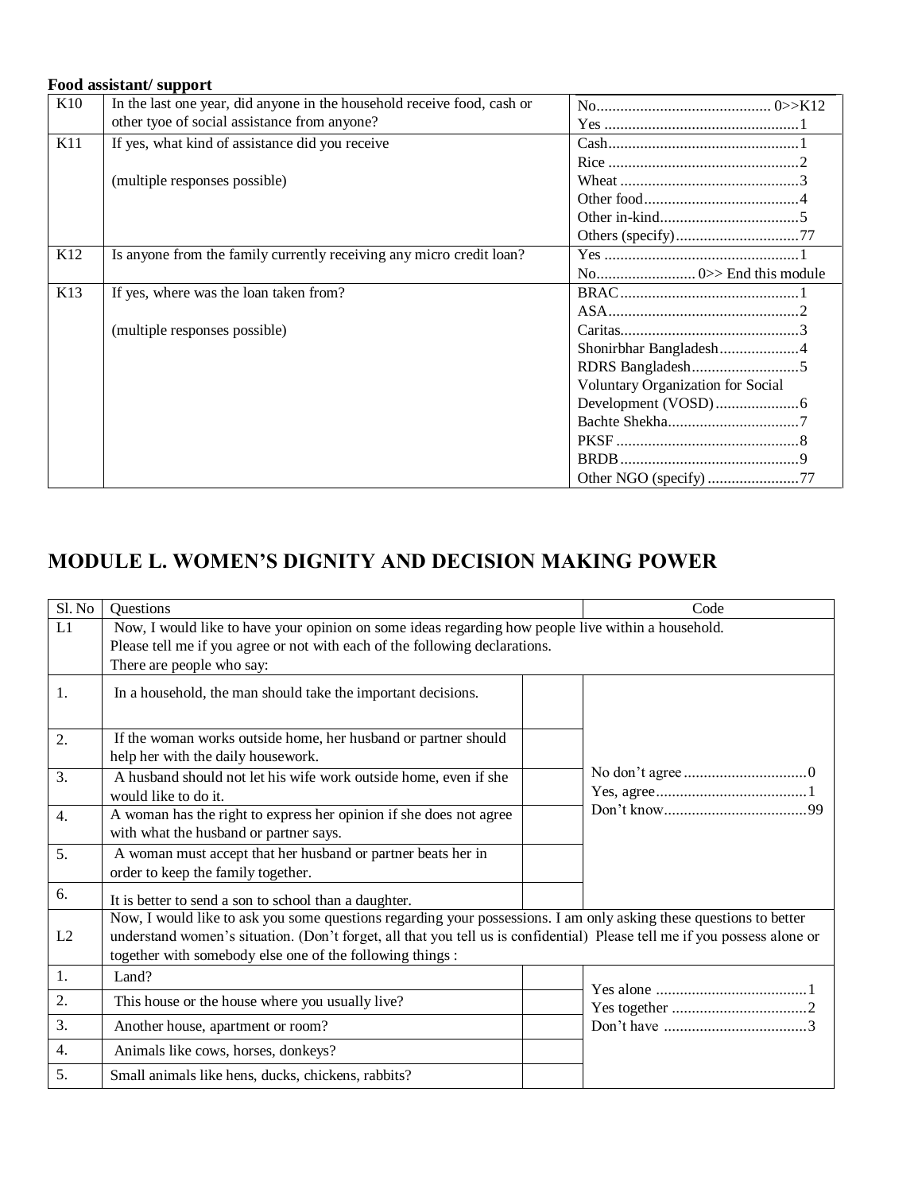**Food assistant/ support**

| | | |
|---|---|---|
| K10 | In the last one year, did anyone in the household receive food, cash or other tyoe of social assistance from anyone? | No........................................... 0>>K12<br>Yes ................................................1 |
| K11 | If yes, what kind of assistance did you receive<br><br>(multiple responses possible) | Cash...............................................1<br>Rice ................................................2<br>Wheat ............................................3<br>Other food.......................................4<br>Other in-kind...................................5<br>Others (specify)...............................77 |
| K12 | Is anyone from the family currently receiving any micro credit loan? | Yes ................................................1<br>No......................... 0>> End this module |
| K13 | If yes, where was the loan taken from?<br><br>(multiple responses possible) | BRAC.............................................1<br>ASA................................................2<br>Caritas.............................................3<br>Shonirbhar Bangladesh....................4<br>RDRS Bangladesh...........................5<br>Voluntary Organization for Social Development (VOSD).....................6<br>Bachte Shekha.................................7<br>PKSF .............................................8<br>BRDB.............................................9<br>Other NGO (specify) .......................77 |

# MODULE L. WOMEN'S DIGNITY AND DECISION MAKING POWER

| Sl. No | Questions | | Code |
|---|---|---|---|
| L1 | Now, I would like to have your opinion on some ideas regarding how people live within a household.<br>Please tell me if you agree or not with each of the following declarations.<br>There are people who say: | | |
| 1. | In a household, the man should take the important decisions. | | No don't agree ...............................0<br>Yes, agree......................................1<br>Don't know....................................99 |
| 2. | If the woman works outside home, her husband or partner should help her with the daily housework. | | |
| 3. | A husband should not let his wife work outside home, even if she would like to do it. | | |
| 4. | A woman has the right to express her opinion if she does not agree with what the husband or partner says. | | |
| 5. | A woman must accept that her husband or partner beats her in order to keep the family together. | | |
| 6. | It is better to send a son to school than a daughter. | | |
| L2 | Now, I would like to ask you some questions regarding your possessions. I am only asking these questions to better understand women's situation. (Don't forget, all that you tell us is confidential) Please tell me if you possess alone or together with somebody else one of the following things : | | |
| 1. | Land? | | Yes alone ......................................1<br>Yes together ..................................2<br>Don't have ....................................3 |
| 2. | This house or the house where you usually live? | | |
| 3. | Another house, apartment or room? | | |
| 4. | Animals like cows, horses, donkeys? | | |
| 5. | Small animals like hens, ducks, chickens, rabbits? | | |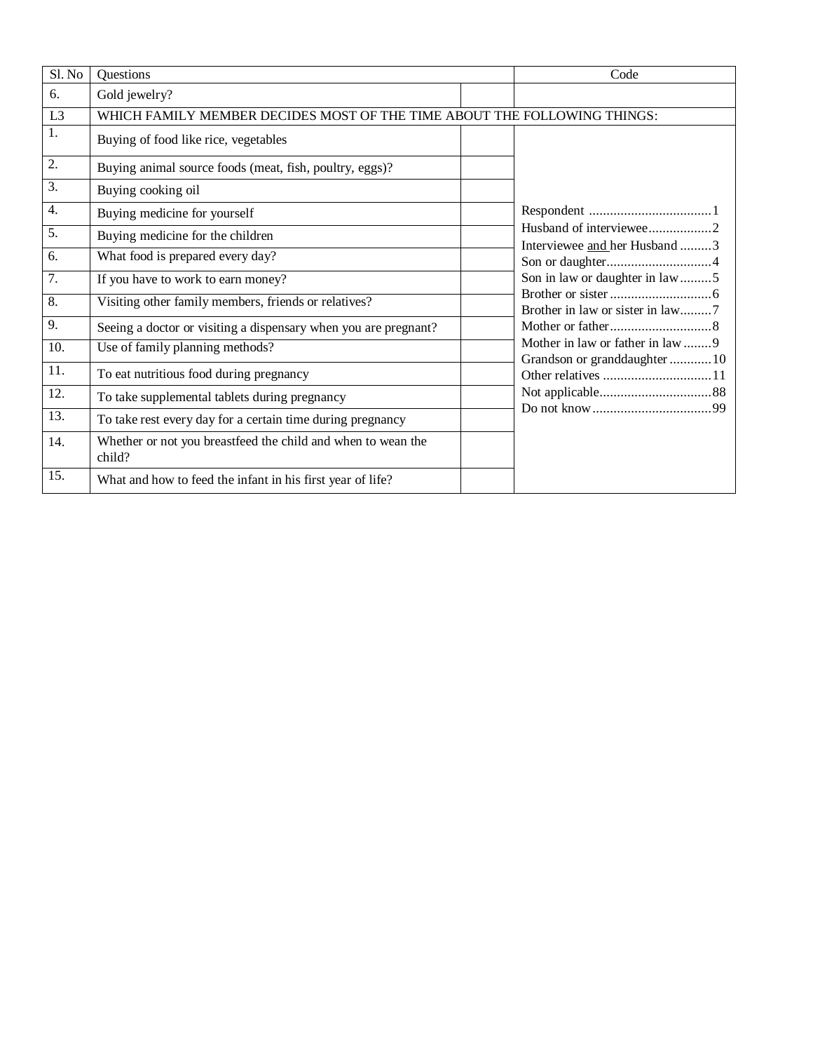| Sl. No | Questions | | Code |
|---|---|---|---|
| 6. | Gold jewelry? | | |
| L3 | WHICH FAMILY MEMBER DECIDES MOST OF THE TIME ABOUT THE FOLLOWING THINGS: | | |
| 1. | Buying of food like rice, vegetables | | Respondent ...................................1<br>Husband of interviewee..................2<br>Interviewee and her Husband .........3<br>Son or daughter..............................4<br>Son in law or daughter in law.........5<br>Brother or sister .............................6<br>Brother in law or sister in law.........7<br>Mother or father.............................8<br>Mother in law or father in law ........9<br>Grandson or granddaughter ............10<br>Other relatives ...............................11<br>Not applicable................................88<br>Do not know..................................99 |
| 2. | Buying animal source foods (meat, fish, poultry, eggs)? | | |
| 3. | Buying cooking oil | | |
| 4. | Buying medicine for yourself | | |
| 5. | Buying medicine for the children | | |
| 6. | What food is prepared every day? | | |
| 7. | If you have to work to earn money? | | |
| 8. | Visiting other family members, friends or relatives? | | |
| 9. | Seeing a doctor or visiting a dispensary when you are pregnant? | | |
| 10. | Use of family planning methods? | | |
| 11. | To eat nutritious food during pregnancy | | |
| 12. | To take supplemental tablets during pregnancy | | |
| 13. | To take rest every day for a certain time during pregnancy | | |
| 14. | Whether or not you breastfeed the child and when to wean the child? | | |
| 15. | What and how to feed the infant in his first year of life? | | |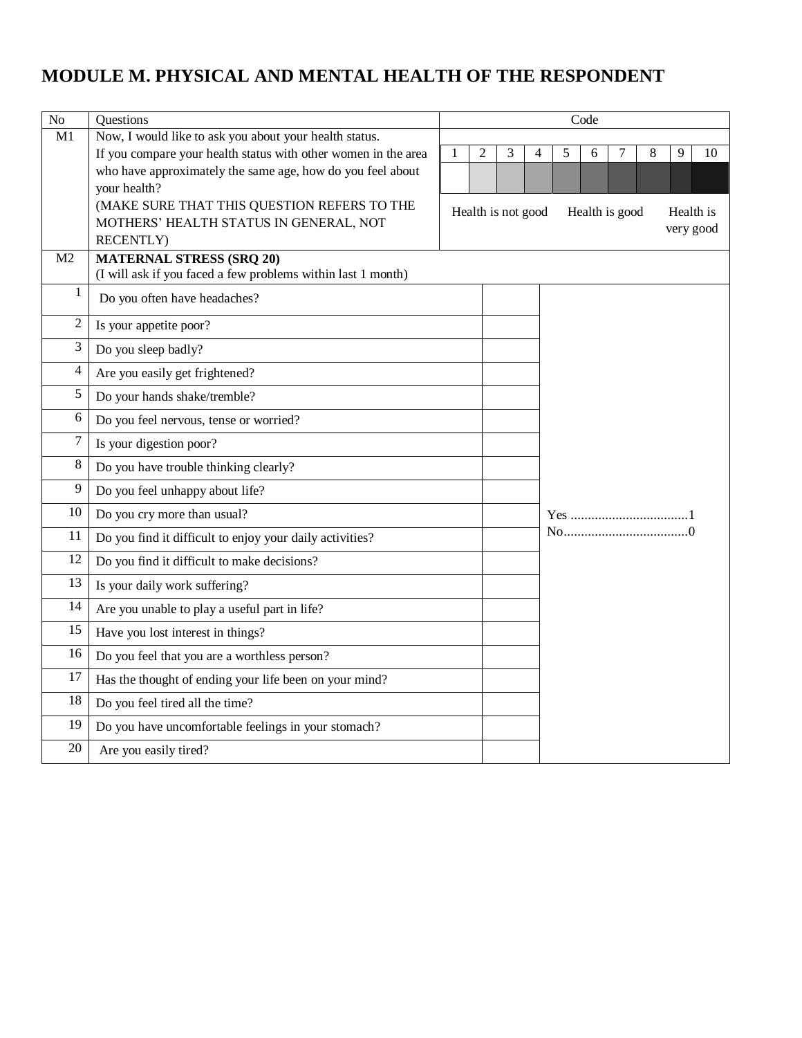# MODULE M. PHYSICAL AND MENTAL HEALTH OF THE RESPONDENT

| No | Questions | Code |
|---|---|---|
| M1 | Now, I would like to ask you about your health status.<br>If you compare your health status with other women in the area who have approximately the same age, how do you feel about your health?<br>(MAKE SURE THAT THIS QUESTION REFERS TO THE MOTHERS' HEALTH STATUS IN GENERAL, NOT RECENTLY) | 1 2 3 4 5 6 7 8 9 10<br>Health is not good — Health is good — Health is very good |
| M2 | **MATERNAL STRESS (SRQ 20)**<br>(I will ask if you faced a few problems within last 1 month) | |

| No | Questions | | Code |
|---|---|---|---|
| 1 | Do you often have headaches? | | Yes ..................................1<br>No....................................0 |
| 2 | Is your appetite poor? | | |
| 3 | Do you sleep badly? | | |
| 4 | Are you easily get frightened? | | |
| 5 | Do your hands shake/tremble? | | |
| 6 | Do you feel nervous, tense or worried? | | |
| 7 | Is your digestion poor? | | |
| 8 | Do you have trouble thinking clearly? | | |
| 9 | Do you feel unhappy about life? | | |
| 10 | Do you cry more than usual? | | |
| 11 | Do you find it difficult to enjoy your daily activities? | | |
| 12 | Do you find it difficult to make decisions? | | |
| 13 | Is your daily work suffering? | | |
| 14 | Are you unable to play a useful part in life? | | |
| 15 | Have you lost interest in things? | | |
| 16 | Do you feel that you are a worthless person? | | |
| 17 | Has the thought of ending your life been on your mind? | | |
| 18 | Do you feel tired all the time? | | |
| 19 | Do you have uncomfortable feelings in your stomach? | | |
| 20 | Are you easily tired? | | |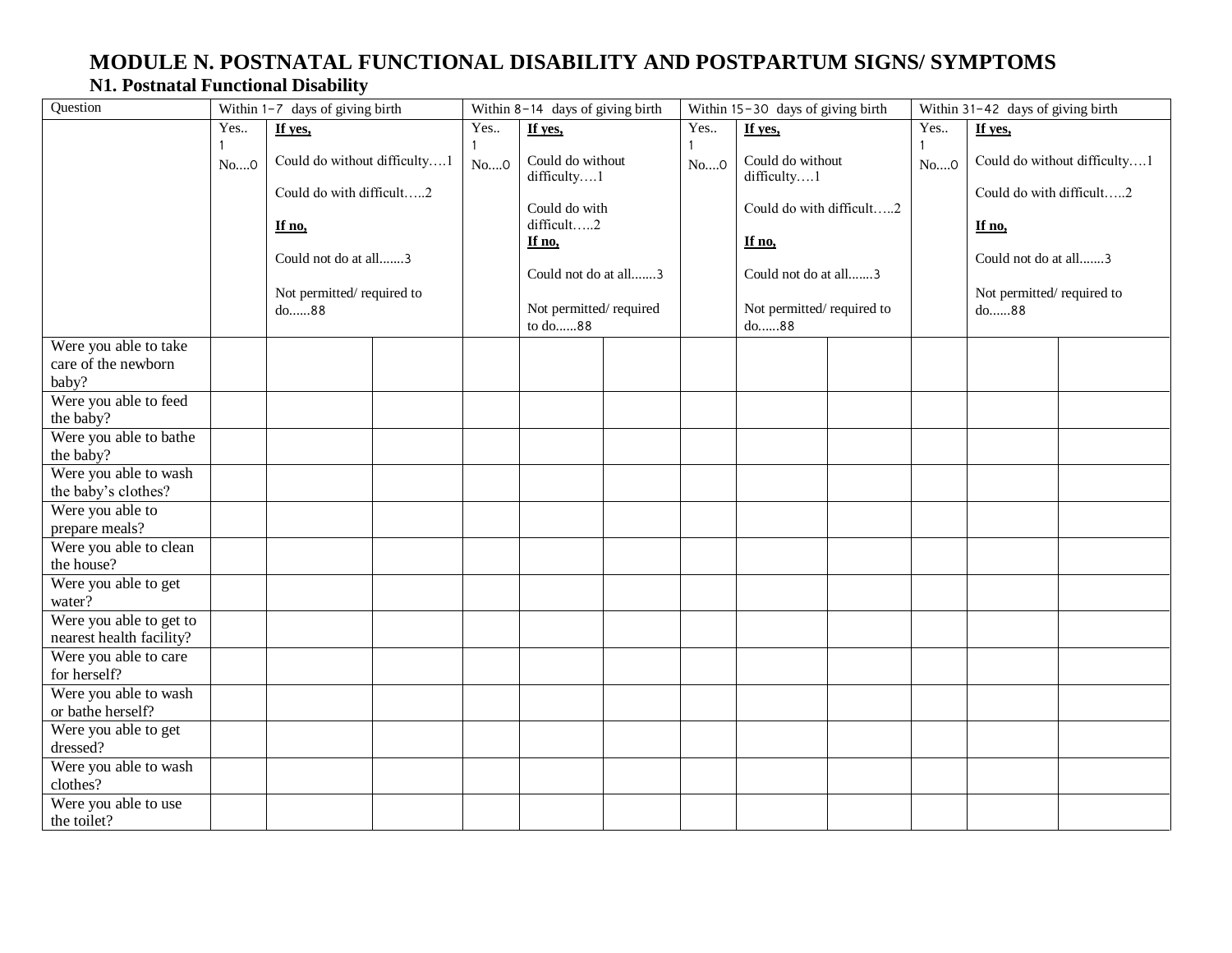# MODULE N. POSTNATAL FUNCTIONAL DISABILITY AND POSTPARTUM SIGNS/ SYMPTOMS

## N1. Postnatal Functional Disability

| Question | Within 1–7 days of giving birth | | | Within 8–14 days of giving birth | | | Within 15–30 days of giving birth | | | Within 31–42 days of giving birth | | |
|---|---|---|---|---|---|---|---|---|---|---|---|---|
| | Yes.. 1<br>No....0 | **If yes,**<br>Could do without difficulty….1<br>Could do with difficult…..2<br>**If no,**<br>Could not do at all.......3<br>Not permitted/ required to do......88 | | Yes.. 1<br>No....0 | **If yes,**<br>Could do without difficulty….1<br>Could do with difficult…..2<br>**If no,**<br>Could not do at all.......3<br>Not permitted/ required to do......88 | | Yes.. 1<br>No....0 | **If yes,**<br>Could do without difficulty….1<br>Could do with difficult…..2<br>**If no,**<br>Could not do at all.......3<br>Not permitted/ required to do......88 | | Yes.. 1<br>No....0 | **If yes,**<br>Could do without difficulty….1<br>Could do with difficult…..2<br>**If no,**<br>Could not do at all.......3<br>Not permitted/ required to do......88 | |
| Were you able to take care of the newborn baby? | | | | | | | | | | | | |
| Were you able to feed the baby? | | | | | | | | | | | | |
| Were you able to bathe the baby? | | | | | | | | | | | | |
| Were you able to wash the baby's clothes? | | | | | | | | | | | | |
| Were you able to prepare meals? | | | | | | | | | | | | |
| Were you able to clean the house? | | | | | | | | | | | | |
| Were you able to get water? | | | | | | | | | | | | |
| Were you able to get to nearest health facility? | | | | | | | | | | | | |
| Were you able to care for herself? | | | | | | | | | | | | |
| Were you able to wash or bathe herself? | | | | | | | | | | | | |
| Were you able to get dressed? | | | | | | | | | | | | |
| Were you able to wash clothes? | | | | | | | | | | | | |
| Were you able to use the toilet? | | | | | | | | | | | | |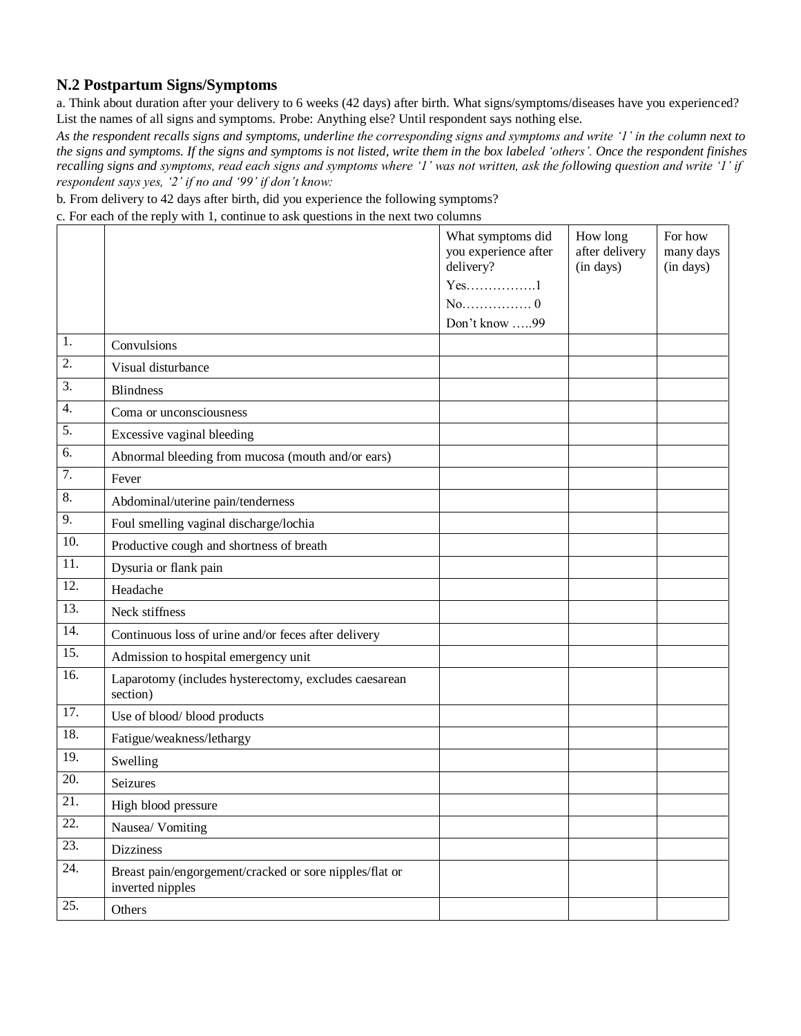## N.2 Postpartum Signs/Symptoms

a. Think about duration after your delivery to 6 weeks (42 days) after birth. What signs/symptoms/diseases have you experienced? List the names of all signs and symptoms. Probe: Anything else? Until respondent says nothing else.

*As the respondent recalls signs and symptoms, underline the corresponding signs and symptoms and write '1' in the column next to the signs and symptoms. If the signs and symptoms is not listed, write them in the box labeled 'others'. Once the respondent finishes recalling signs and symptoms, read each signs and symptoms where '1' was not written, ask the following question and write '1' if respondent says yes, '2' if no and '99' if don't know:*

b. From delivery to 42 days after birth, did you experience the following symptoms?

c. For each of the reply with 1, continue to ask questions in the next two columns

| | | What symptoms did you experience after delivery?<br>Yes…………….1<br>No……………. 0<br>Don't know …..99 | How long after delivery (in days) | For how many days (in days) |
|---|---|---|---|---|
| 1. | Convulsions | | | |
| 2. | Visual disturbance | | | |
| 3. | Blindness | | | |
| 4. | Coma or unconsciousness | | | |
| 5. | Excessive vaginal bleeding | | | |
| 6. | Abnormal bleeding from mucosa (mouth and/or ears) | | | |
| 7. | Fever | | | |
| 8. | Abdominal/uterine pain/tenderness | | | |
| 9. | Foul smelling vaginal discharge/lochia | | | |
| 10. | Productive cough and shortness of breath | | | |
| 11. | Dysuria or flank pain | | | |
| 12. | Headache | | | |
| 13. | Neck stiffness | | | |
| 14. | Continuous loss of urine and/or feces after delivery | | | |
| 15. | Admission to hospital emergency unit | | | |
| 16. | Laparotomy (includes hysterectomy, excludes caesarean section) | | | |
| 17. | Use of blood/ blood products | | | |
| 18. | Fatigue/weakness/lethargy | | | |
| 19. | Swelling | | | |
| 20. | Seizures | | | |
| 21. | High blood pressure | | | |
| 22. | Nausea/ Vomiting | | | |
| 23. | Dizziness | | | |
| 24. | Breast pain/engorgement/cracked or sore nipples/flat or inverted nipples | | | |
| 25. | Others | | | |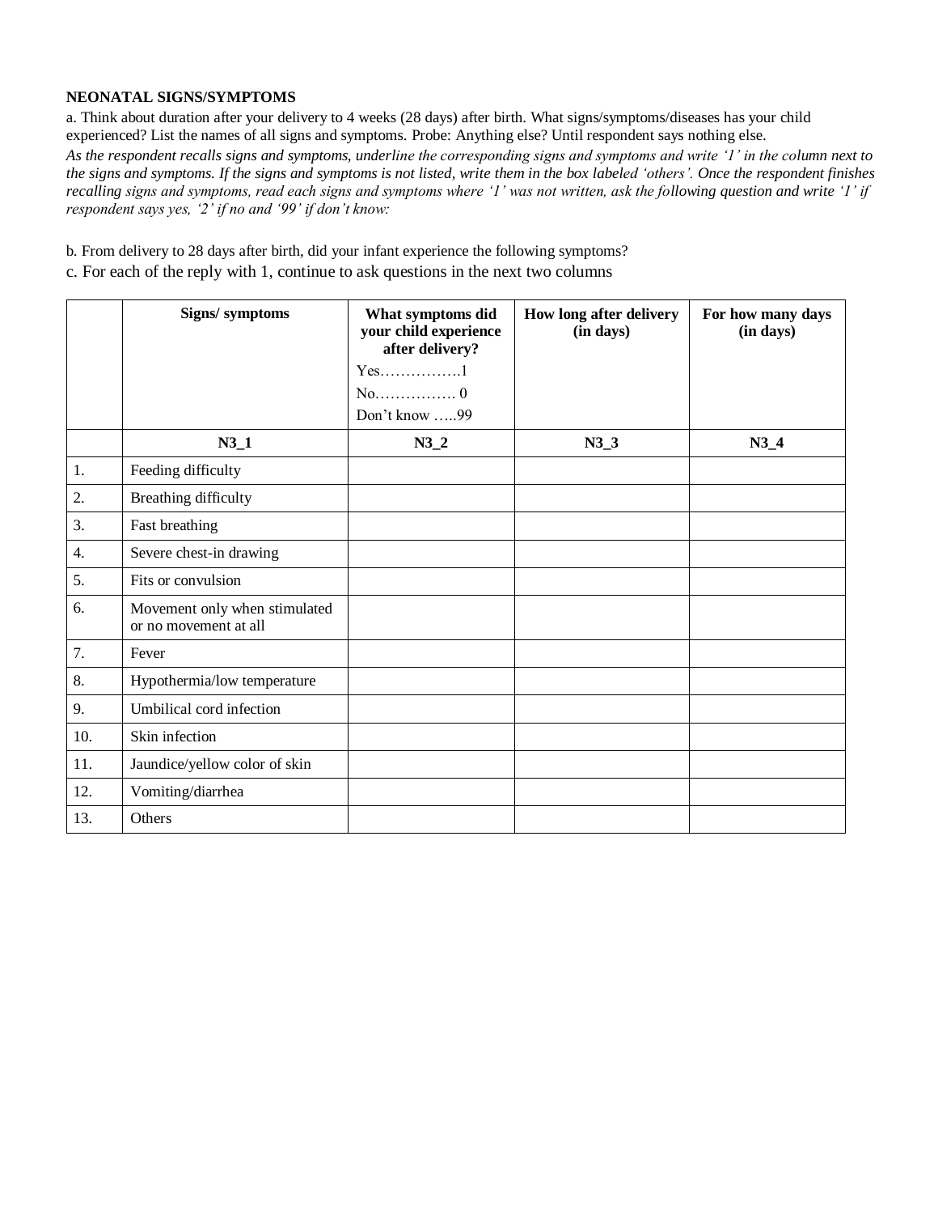**NEONATAL SIGNS/SYMPTOMS**

a. Think about duration after your delivery to 4 weeks (28 days) after birth. What signs/symptoms/diseases has your child experienced? List the names of all signs and symptoms. Probe: Anything else? Until respondent says nothing else.

*As the respondent recalls signs and symptoms, underline the corresponding signs and symptoms and write '1' in the column next to the signs and symptoms. If the signs and symptoms is not listed, write them in the box labeled 'others'. Once the respondent finishes recalling signs and symptoms, read each signs and symptoms where '1' was not written, ask the following question and write '1' if respondent says yes, '2' if no and '99' if don't know:*

b. From delivery to 28 days after birth, did your infant experience the following symptoms?

c. For each of the reply with 1, continue to ask questions in the next two columns

| | **Signs/ symptoms** | **What symptoms did your child experience after delivery?** Yes…………….1 No……………. 0 Don't know …..99 | **How long after delivery (in days)** | **For how many days (in days)** |
|---|---|---|---|---|
| | **N3_1** | **N3_2** | **N3_3** | **N3_4** |
| 1. | Feeding difficulty | | | |
| 2. | Breathing difficulty | | | |
| 3. | Fast breathing | | | |
| 4. | Severe chest-in drawing | | | |
| 5. | Fits or convulsion | | | |
| 6. | Movement only when stimulated or no movement at all | | | |
| 7. | Fever | | | |
| 8. | Hypothermia/low temperature | | | |
| 9. | Umbilical cord infection | | | |
| 10. | Skin infection | | | |
| 11. | Jaundice/yellow color of skin | | | |
| 12. | Vomiting/diarrhea | | | |
| 13. | Others | | | |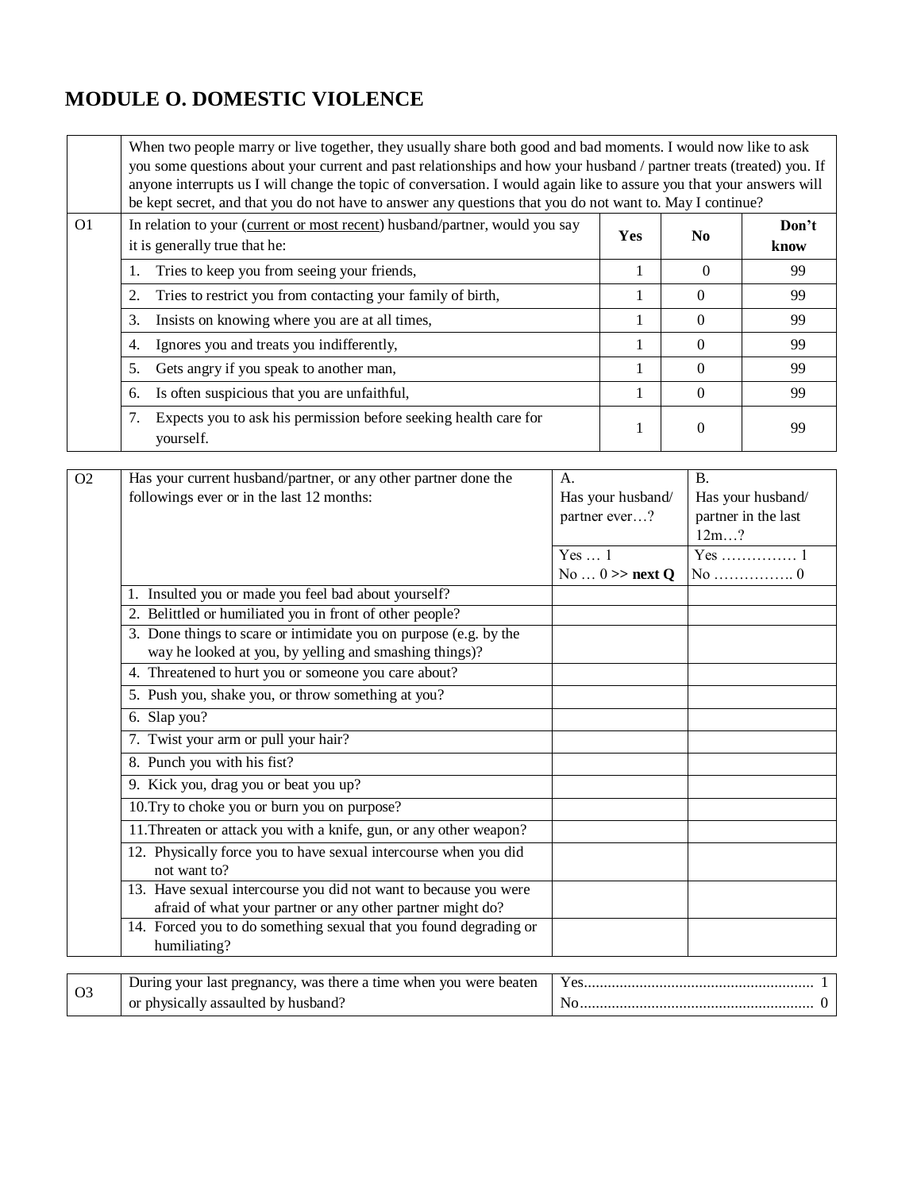# MODULE O. DOMESTIC VIOLENCE

| | | | | |
|---|---|---|---|---|
| | When two people marry or live together, they usually share both good and bad moments. I would now like to ask you some questions about your current and past relationships and how your husband / partner treats (treated) you. If anyone interrupts us I will change the topic of conversation. I would again like to assure you that your answers will be kept secret, and that you do not have to answer any questions that you do not want to. May I continue? | | | |
| O1 | In relation to your (current or most recent) husband/partner, would you say it is generally true that he: | **Yes** | **No** | **Don't know** |
| | 1. Tries to keep you from seeing your friends, | 1 | 0 | 99 |
| | 2. Tries to restrict you from contacting your family of birth, | 1 | 0 | 99 |
| | 3. Insists on knowing where you are at all times, | 1 | 0 | 99 |
| | 4. Ignores you and treats you indifferently, | 1 | 0 | 99 |
| | 5. Gets angry if you speak to another man, | 1 | 0 | 99 |
| | 6. Is often suspicious that you are unfaithful, | 1 | 0 | 99 |
| | 7. Expects you to ask his permission before seeking health care for yourself. | 1 | 0 | 99 |

| | | | |
|---|---|---|---|
| O2 | Has your current husband/partner, or any other partner done the followings ever or in the last 12 months: | A. Has your husband/ partner ever…? | B. Has your husband/ partner in the last 12m…? |
| | | Yes … 1<br>No … 0 >> **next Q** | Yes …………… 1<br>No ……………. 0 |
| | 1. Insulted you or made you feel bad about yourself? | | |
| | 2. Belittled or humiliated you in front of other people? | | |
| | 3. Done things to scare or intimidate you on purpose (e.g. by the way he looked at you, by yelling and smashing things)? | | |
| | 4. Threatened to hurt you or someone you care about? | | |
| | 5. Push you, shake you, or throw something at you? | | |
| | 6. Slap you? | | |
| | 7. Twist your arm or pull your hair? | | |
| | 8. Punch you with his fist? | | |
| | 9. Kick you, drag you or beat you up? | | |
| | 10. Try to choke you or burn you on purpose? | | |
| | 11. Threaten or attack you with a knife, gun, or any other weapon? | | |
| | 12. Physically force you to have sexual intercourse when you did not want to? | | |
| | 13. Have sexual intercourse you did not want to because you were afraid of what your partner or any other partner might do? | | |
| | 14. Forced you to do something sexual that you found degrading or humiliating? | | |

| | | |
|---|---|---|
| O3 | During your last pregnancy, was there a time when you were beaten or physically assaulted by husband? | Yes.......................................................... 1<br>No........................................................... 0 |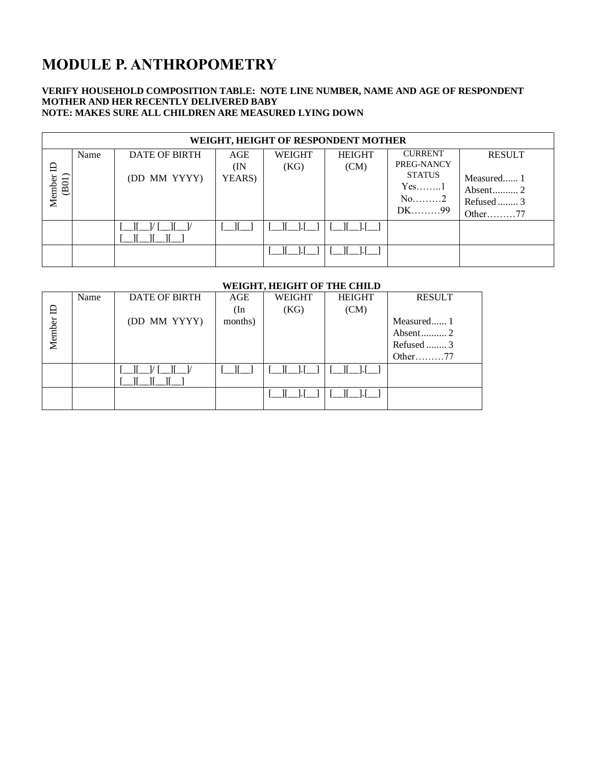# MODULE P. ANTHROPOMETRY

**VERIFY HOUSEHOLD COMPOSITION TABLE: NOTE LINE NUMBER, NAME AND AGE OF RESPONDENT MOTHER AND HER RECENTLY DELIVERED BABY**
**NOTE: MAKES SURE ALL CHILDREN ARE MEASURED LYING DOWN**

| WEIGHT, HEIGHT OF RESPONDENT MOTHER | | | | | | | |
|---|---|---|---|---|---|---|---|
| Member ID (B01) | Name | DATE OF BIRTH<br><br>(DD MM YYYY) | AGE (IN YEARS) | WEIGHT (KG) | HEIGHT (CM) | CURRENT PREG-NANCY STATUS<br>Yes……..1<br>No………2<br>DK………99 | RESULT<br><br>Measured...... 1<br>Absent.......... 2<br>Refused ........ 3<br>Other………77 |
| | | [__][__]/ [__][__]/ [__][__][__][__] | [__][__] | [__][__].[__] | [__][__].[__] | | |
| | | | | [__][__].[__] | [__][__].[__] | | |

**WEIGHT, HEIGHT OF THE CHILD**

| Member ID | Name | DATE OF BIRTH<br><br>(DD MM YYYY) | AGE (In months) | WEIGHT (KG) | HEIGHT (CM) | RESULT<br><br>Measured...... 1<br>Absent.......... 2<br>Refused ........ 3<br>Other………77 |
|---|---|---|---|---|---|---|
| | | [__][__]/ [__][__]/ [__][__][__][__] | [__][__] | [__][__].[__] | [__][__].[__] | |
| | | | | [__][__].[__] | [__][__].[__] | |